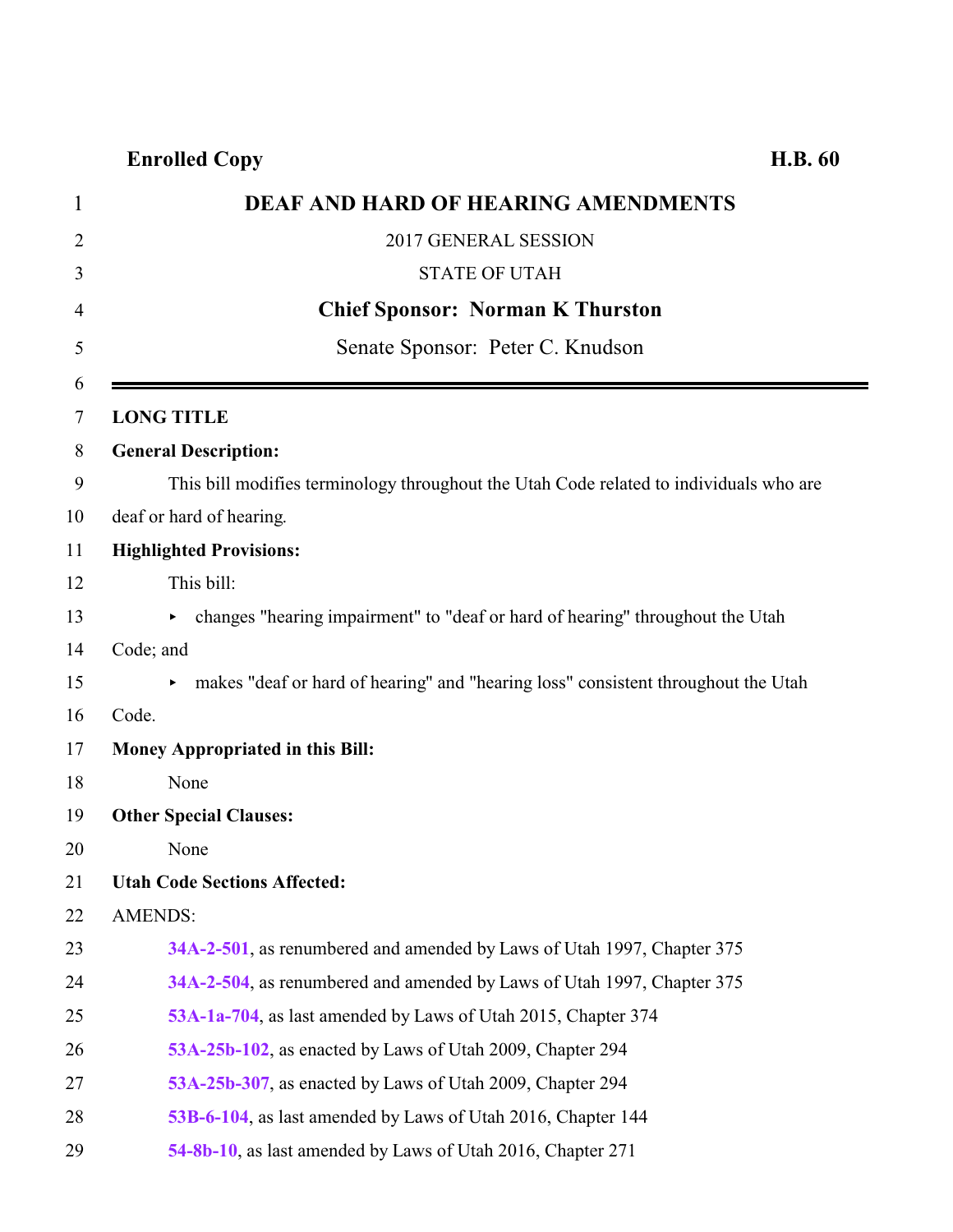**Enrolled Copy** **H.B. 60**

# DEAF AND HARD OF HEARING AMENDMENTS

2017 GENERAL SESSION

STATE OF UTAH

**Chief Sponsor: Norman K Thurston**

Senate Sponsor: Peter C. Knudson

---

**LONG TITLE**

**General Description:**

This bill modifies terminology throughout the Utah Code related to individuals who are deaf or hard of hearing.

**Highlighted Provisions:**

This bill:

- changes "hearing impairment" to "deaf or hard of hearing" throughout the Utah Code; and
- makes "deaf or hard of hearing" and "hearing loss" consistent throughout the Utah Code.

**Money Appropriated in this Bill:**

None

**Other Special Clauses:**

None

**Utah Code Sections Affected:**

AMENDS:

**34A-2-501**, as renumbered and amended by Laws of Utah 1997, Chapter 375

**34A-2-504**, as renumbered and amended by Laws of Utah 1997, Chapter 375

**53A-1a-704**, as last amended by Laws of Utah 2015, Chapter 374

**53A-25b-102**, as enacted by Laws of Utah 2009, Chapter 294

**53A-25b-307**, as enacted by Laws of Utah 2009, Chapter 294

**53B-6-104**, as last amended by Laws of Utah 2016, Chapter 144

**54-8b-10**, as last amended by Laws of Utah 2016, Chapter 271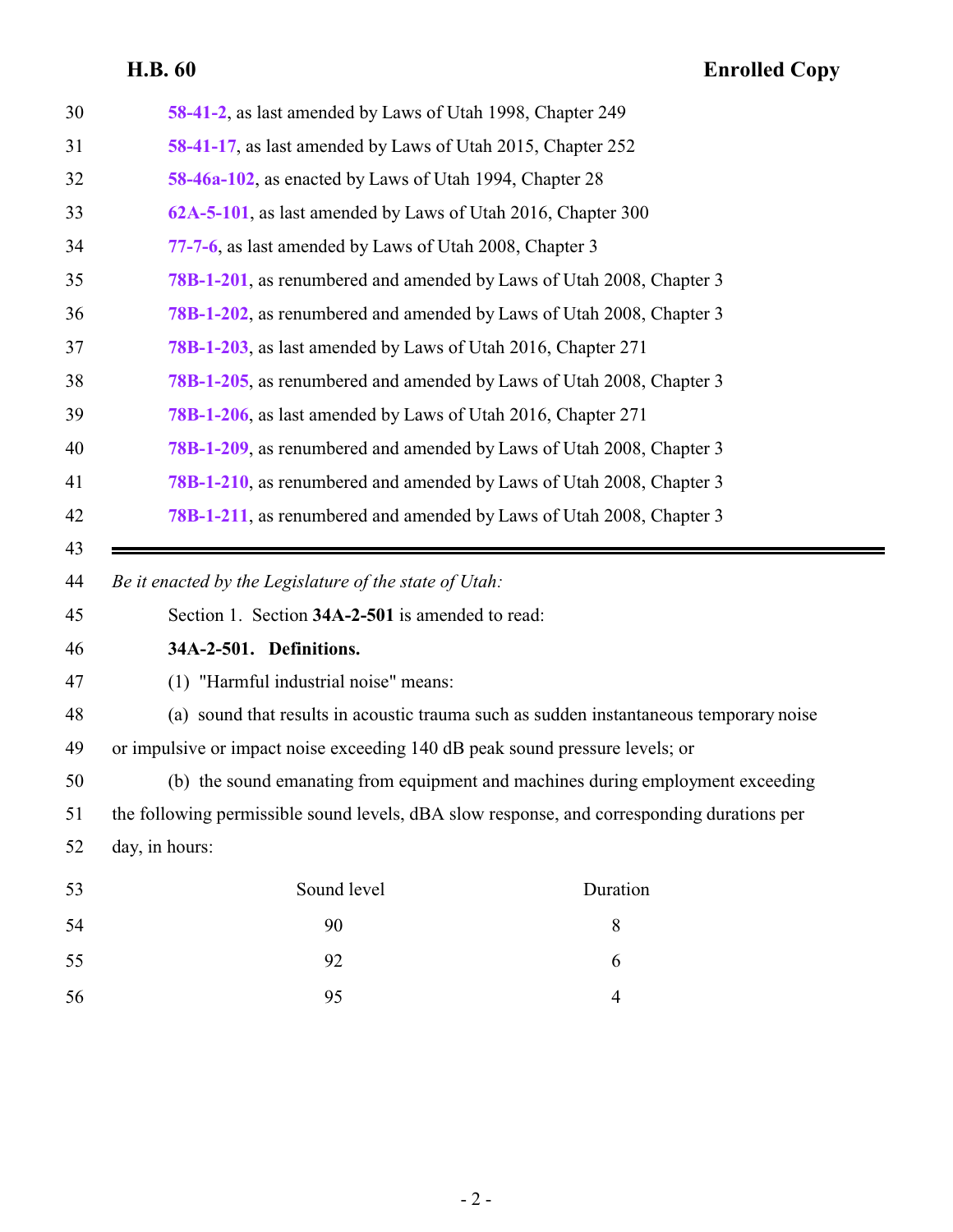58-41-2, as last amended by Laws of Utah 1998, Chapter 249

58-41-17, as last amended by Laws of Utah 2015, Chapter 252

58-46a-102, as enacted by Laws of Utah 1994, Chapter 28

62A-5-101, as last amended by Laws of Utah 2016, Chapter 300

77-7-6, as last amended by Laws of Utah 2008, Chapter 3

78B-1-201, as renumbered and amended by Laws of Utah 2008, Chapter 3

78B-1-202, as renumbered and amended by Laws of Utah 2008, Chapter 3

78B-1-203, as last amended by Laws of Utah 2016, Chapter 271

78B-1-205, as renumbered and amended by Laws of Utah 2008, Chapter 3

78B-1-206, as last amended by Laws of Utah 2016, Chapter 271

78B-1-209, as renumbered and amended by Laws of Utah 2008, Chapter 3

78B-1-210, as renumbered and amended by Laws of Utah 2008, Chapter 3

78B-1-211, as renumbered and amended by Laws of Utah 2008, Chapter 3

---

*Be it enacted by the Legislature of the state of Utah:*

Section 1. Section **34A-2-501** is amended to read:

**34A-2-501. Definitions.**

(1) "Harmful industrial noise" means:

(a) sound that results in acoustic trauma such as sudden instantaneous temporary noise or impulsive or impact noise exceeding 140 dB peak sound pressure levels; or

(b) the sound emanating from equipment and machines during employment exceeding the following permissible sound levels, dBA slow response, and corresponding durations per day, in hours:

| Sound level | Duration |
|---|---|
| 90 | 8 |
| 92 | 6 |
| 95 | 4 |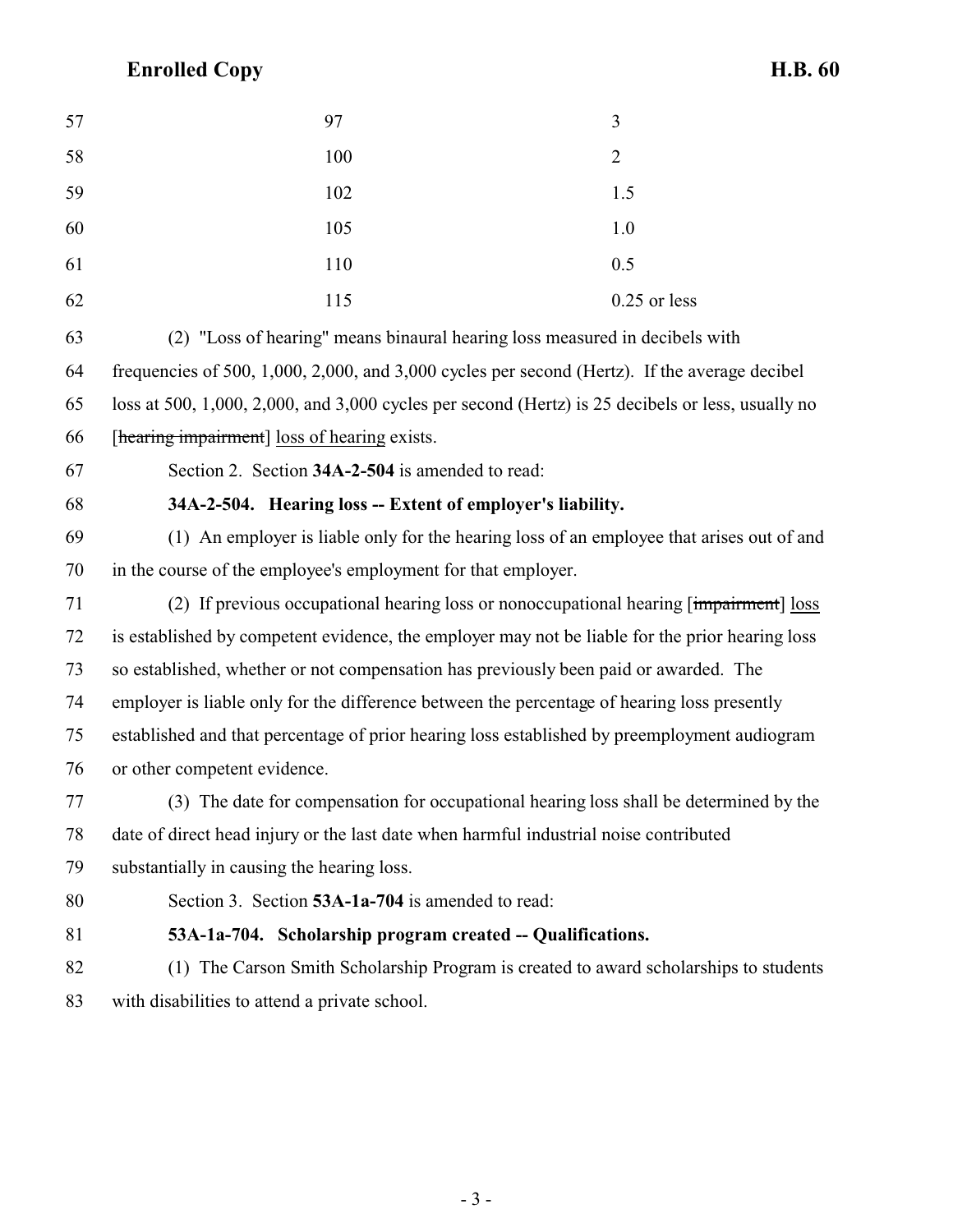| | |
|---|---|
| 97 | 3 |
| 100 | 2 |
| 102 | 1.5 |
| 105 | 1.0 |
| 110 | 0.5 |
| 115 | 0.25 or less |

(2) "Loss of hearing" means binaural hearing loss measured in decibels with frequencies of 500, 1,000, 2,000, and 3,000 cycles per second (Hertz). If the average decibel loss at 500, 1,000, 2,000, and 3,000 cycles per second (Hertz) is 25 decibels or less, usually no [~~hearing impairment~~] loss of hearing exists.

Section 2. Section **34A-2-504** is amended to read:

**34A-2-504. Hearing loss -- Extent of employer's liability.**

(1) An employer is liable only for the hearing loss of an employee that arises out of and in the course of the employee's employment for that employer.

(2) If previous occupational hearing loss or nonoccupational hearing [~~impairment~~] loss is established by competent evidence, the employer may not be liable for the prior hearing loss so established, whether or not compensation has previously been paid or awarded. The employer is liable only for the difference between the percentage of hearing loss presently established and that percentage of prior hearing loss established by preemployment audiogram or other competent evidence.

(3) The date for compensation for occupational hearing loss shall be determined by the date of direct head injury or the last date when harmful industrial noise contributed substantially in causing the hearing loss.

Section 3. Section **53A-1a-704** is amended to read:

**53A-1a-704. Scholarship program created -- Qualifications.**

(1) The Carson Smith Scholarship Program is created to award scholarships to students with disabilities to attend a private school.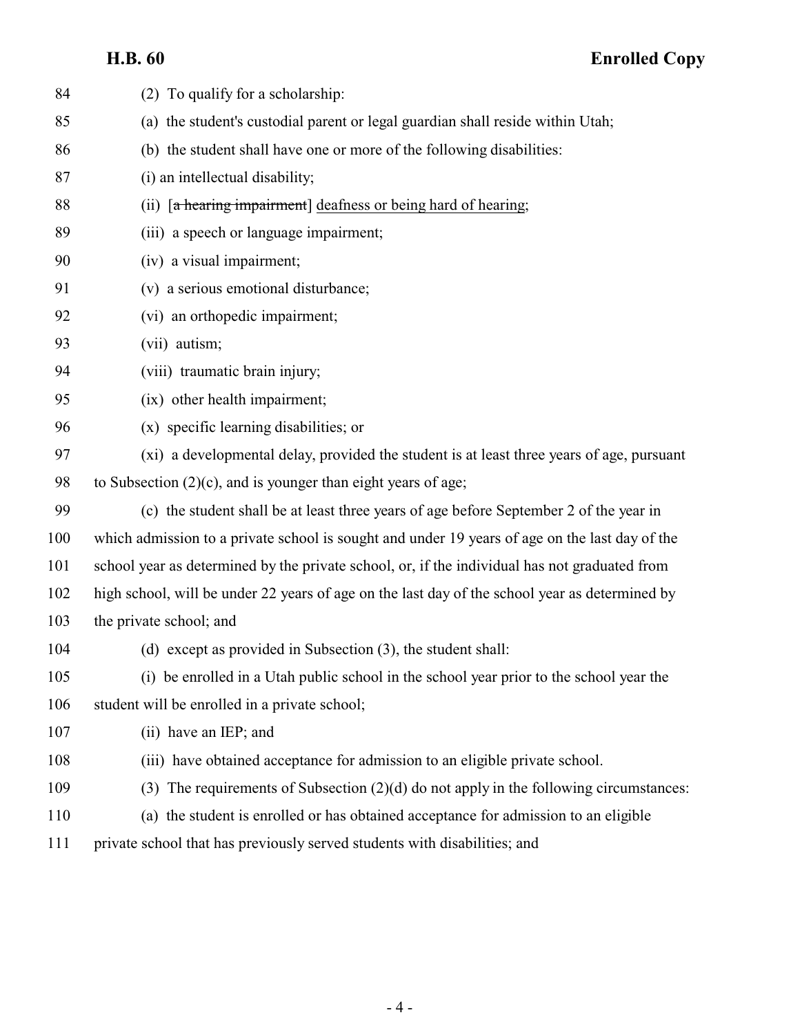(2) To qualify for a scholarship:

(a) the student's custodial parent or legal guardian shall reside within Utah;

(b) the student shall have one or more of the following disabilities:

(i) an intellectual disability;

(ii) [~~a hearing impairment~~] deafness or being hard of hearing;

(iii) a speech or language impairment;

(iv) a visual impairment;

(v) a serious emotional disturbance;

(vi) an orthopedic impairment;

(vii) autism;

(viii) traumatic brain injury;

(ix) other health impairment;

(x) specific learning disabilities; or

(xi) a developmental delay, provided the student is at least three years of age, pursuant to Subsection (2)(c), and is younger than eight years of age;

(c) the student shall be at least three years of age before September 2 of the year in which admission to a private school is sought and under 19 years of age on the last day of the school year as determined by the private school, or, if the individual has not graduated from high school, will be under 22 years of age on the last day of the school year as determined by the private school; and

(d) except as provided in Subsection (3), the student shall:

(i) be enrolled in a Utah public school in the school year prior to the school year the student will be enrolled in a private school;

(ii) have an IEP; and

(iii) have obtained acceptance for admission to an eligible private school.

(3) The requirements of Subsection (2)(d) do not apply in the following circumstances:

(a) the student is enrolled or has obtained acceptance for admission to an eligible private school that has previously served students with disabilities; and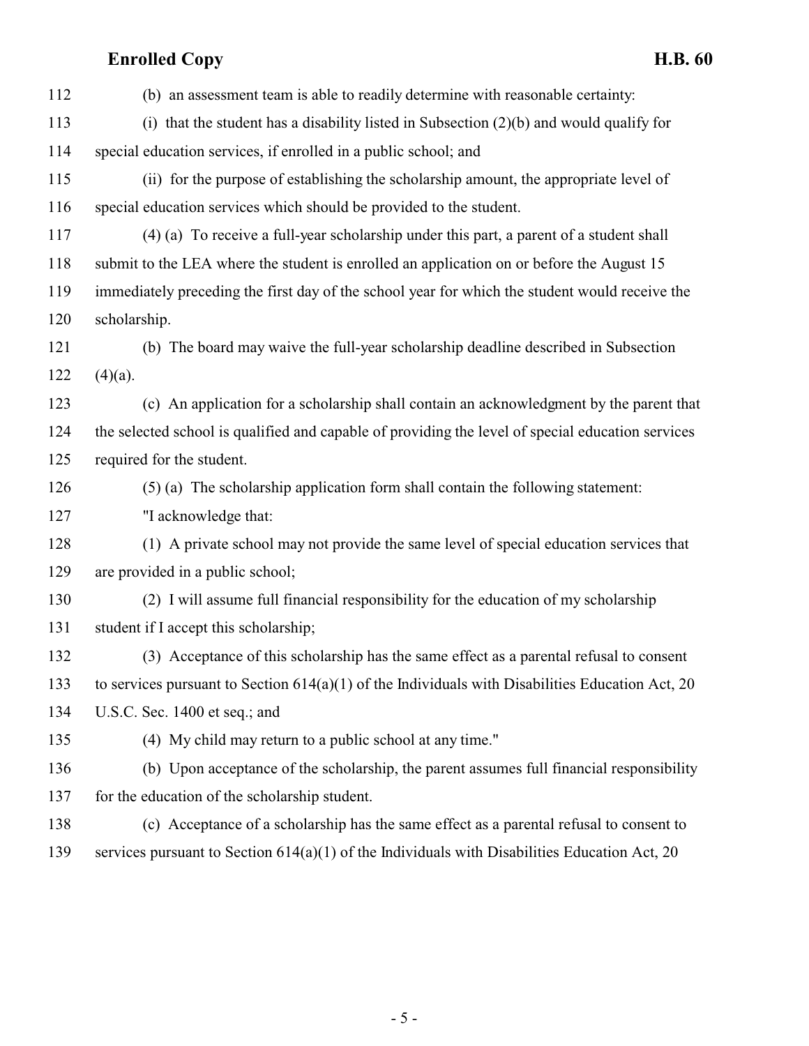(b) an assessment team is able to readily determine with reasonable certainty:

(i) that the student has a disability listed in Subsection (2)(b) and would qualify for special education services, if enrolled in a public school; and

(ii) for the purpose of establishing the scholarship amount, the appropriate level of special education services which should be provided to the student.

(4) (a) To receive a full-year scholarship under this part, a parent of a student shall submit to the LEA where the student is enrolled an application on or before the August 15 immediately preceding the first day of the school year for which the student would receive the scholarship.

(b) The board may waive the full-year scholarship deadline described in Subsection (4)(a).

(c) An application for a scholarship shall contain an acknowledgment by the parent that the selected school is qualified and capable of providing the level of special education services required for the student.

(5) (a) The scholarship application form shall contain the following statement:

"I acknowledge that:

(1) A private school may not provide the same level of special education services that are provided in a public school;

(2) I will assume full financial responsibility for the education of my scholarship student if I accept this scholarship;

(3) Acceptance of this scholarship has the same effect as a parental refusal to consent to services pursuant to Section 614(a)(1) of the Individuals with Disabilities Education Act, 20 U.S.C. Sec. 1400 et seq.; and

(4) My child may return to a public school at any time."

(b) Upon acceptance of the scholarship, the parent assumes full financial responsibility for the education of the scholarship student.

(c) Acceptance of a scholarship has the same effect as a parental refusal to consent to services pursuant to Section 614(a)(1) of the Individuals with Disabilities Education Act, 20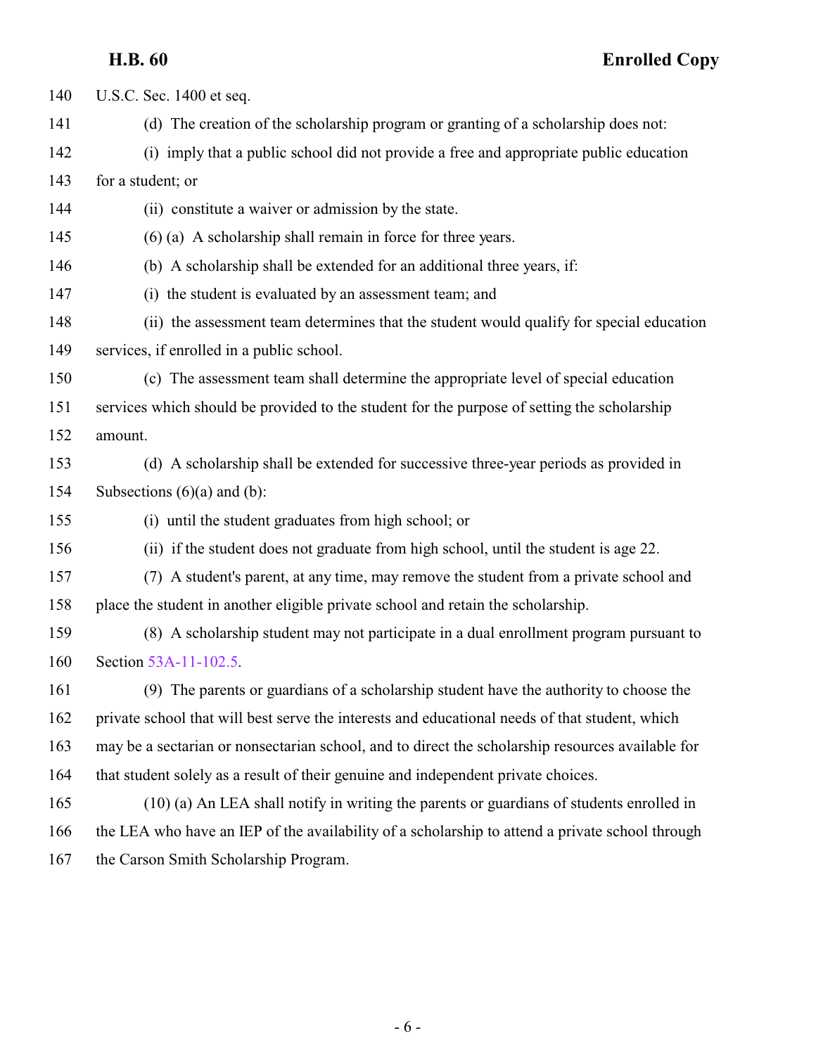U.S.C. Sec. 1400 et seq.

(d) The creation of the scholarship program or granting of a scholarship does not:

(i) imply that a public school did not provide a free and appropriate public education for a student; or

(ii) constitute a waiver or admission by the state.

(6) (a) A scholarship shall remain in force for three years.

(b) A scholarship shall be extended for an additional three years, if:

(i) the student is evaluated by an assessment team; and

(ii) the assessment team determines that the student would qualify for special education services, if enrolled in a public school.

(c) The assessment team shall determine the appropriate level of special education services which should be provided to the student for the purpose of setting the scholarship amount.

(d) A scholarship shall be extended for successive three-year periods as provided in Subsections (6)(a) and (b):

(i) until the student graduates from high school; or

(ii) if the student does not graduate from high school, until the student is age 22.

(7) A student's parent, at any time, may remove the student from a private school and place the student in another eligible private school and retain the scholarship.

(8) A scholarship student may not participate in a dual enrollment program pursuant to Section 53A-11-102.5.

(9) The parents or guardians of a scholarship student have the authority to choose the private school that will best serve the interests and educational needs of that student, which may be a sectarian or nonsectarian school, and to direct the scholarship resources available for that student solely as a result of their genuine and independent private choices.

(10) (a) An LEA shall notify in writing the parents or guardians of students enrolled in the LEA who have an IEP of the availability of a scholarship to attend a private school through the Carson Smith Scholarship Program.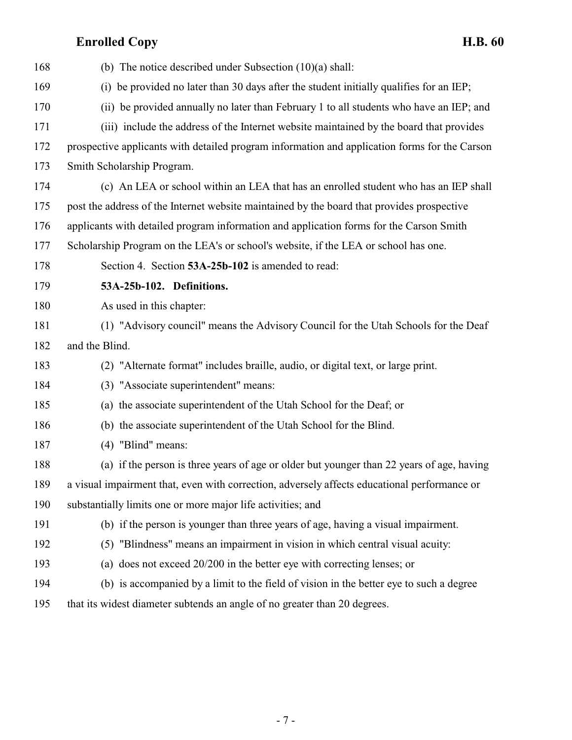(b) The notice described under Subsection (10)(a) shall:

(i) be provided no later than 30 days after the student initially qualifies for an IEP;

(ii) be provided annually no later than February 1 to all students who have an IEP; and

(iii) include the address of the Internet website maintained by the board that provides prospective applicants with detailed program information and application forms for the Carson Smith Scholarship Program.

(c) An LEA or school within an LEA that has an enrolled student who has an IEP shall post the address of the Internet website maintained by the board that provides prospective applicants with detailed program information and application forms for the Carson Smith Scholarship Program on the LEA's or school's website, if the LEA or school has one.

Section 4. Section **53A-25b-102** is amended to read:

**53A-25b-102. Definitions.**

As used in this chapter:

(1) "Advisory council" means the Advisory Council for the Utah Schools for the Deaf and the Blind.

(2) "Alternate format" includes braille, audio, or digital text, or large print.

(3) "Associate superintendent" means:

(a) the associate superintendent of the Utah School for the Deaf; or

(b) the associate superintendent of the Utah School for the Blind.

(4) "Blind" means:

(a) if the person is three years of age or older but younger than 22 years of age, having a visual impairment that, even with correction, adversely affects educational performance or substantially limits one or more major life activities; and

(b) if the person is younger than three years of age, having a visual impairment.

(5) "Blindness" means an impairment in vision in which central visual acuity:

(a) does not exceed 20/200 in the better eye with correcting lenses; or

(b) is accompanied by a limit to the field of vision in the better eye to such a degree that its widest diameter subtends an angle of no greater than 20 degrees.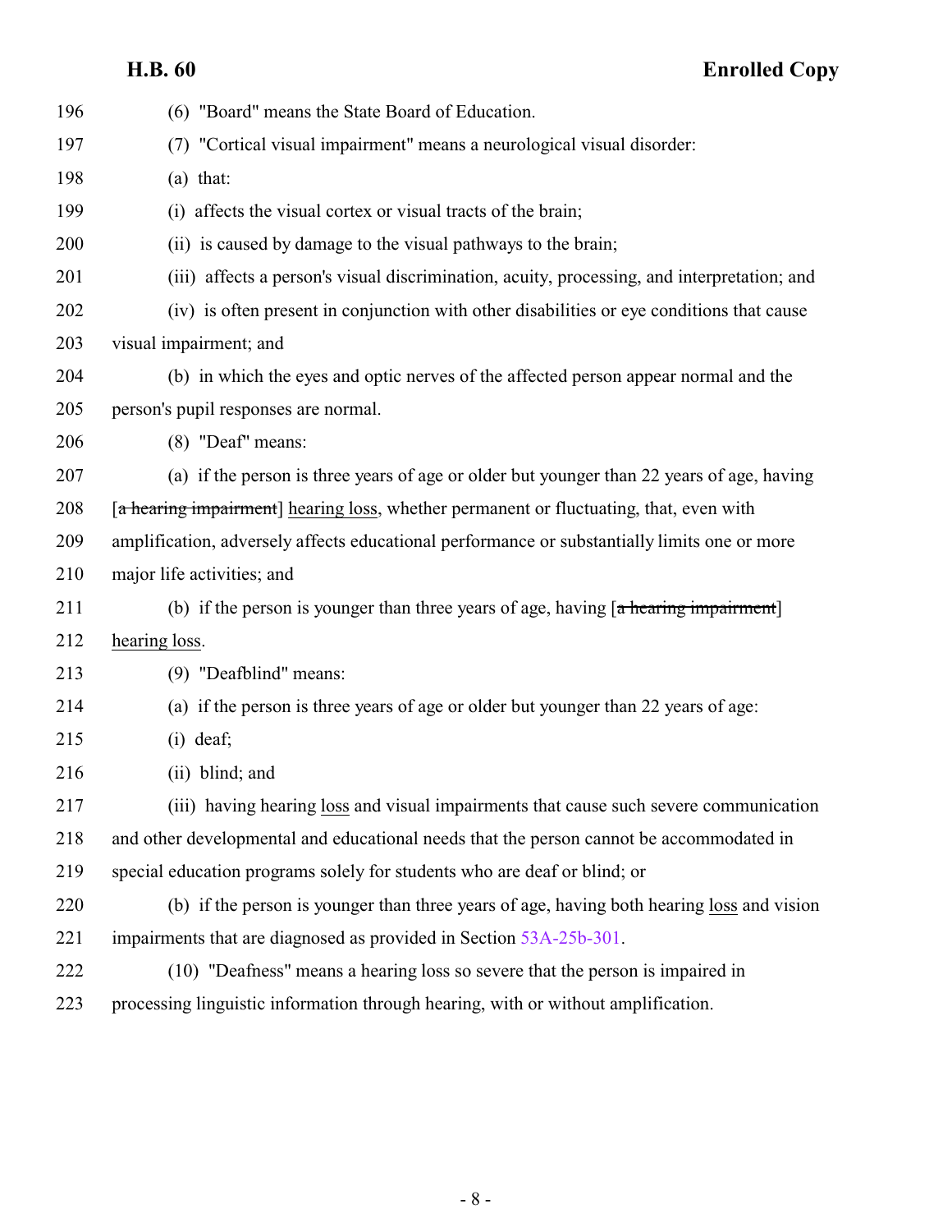(6) "Board" means the State Board of Education.

(7) "Cortical visual impairment" means a neurological visual disorder:

(a) that:

(i) affects the visual cortex or visual tracts of the brain;

(ii) is caused by damage to the visual pathways to the brain;

(iii) affects a person's visual discrimination, acuity, processing, and interpretation; and

(iv) is often present in conjunction with other disabilities or eye conditions that cause visual impairment; and

(b) in which the eyes and optic nerves of the affected person appear normal and the person's pupil responses are normal.

(8) "Deaf" means:

(a) if the person is three years of age or older but younger than 22 years of age, having [~~a hearing impairment~~] hearing loss, whether permanent or fluctuating, that, even with amplification, adversely affects educational performance or substantially limits one or more major life activities; and

(b) if the person is younger than three years of age, having [~~a hearing impairment~~] hearing loss.

(9) "Deafblind" means:

(a) if the person is three years of age or older but younger than 22 years of age:

(i) deaf;

(ii) blind; and

(iii) having hearing loss and visual impairments that cause such severe communication and other developmental and educational needs that the person cannot be accommodated in special education programs solely for students who are deaf or blind; or

(b) if the person is younger than three years of age, having both hearing loss and vision impairments that are diagnosed as provided in Section 53A-25b-301.

(10) "Deafness" means a hearing loss so severe that the person is impaired in processing linguistic information through hearing, with or without amplification.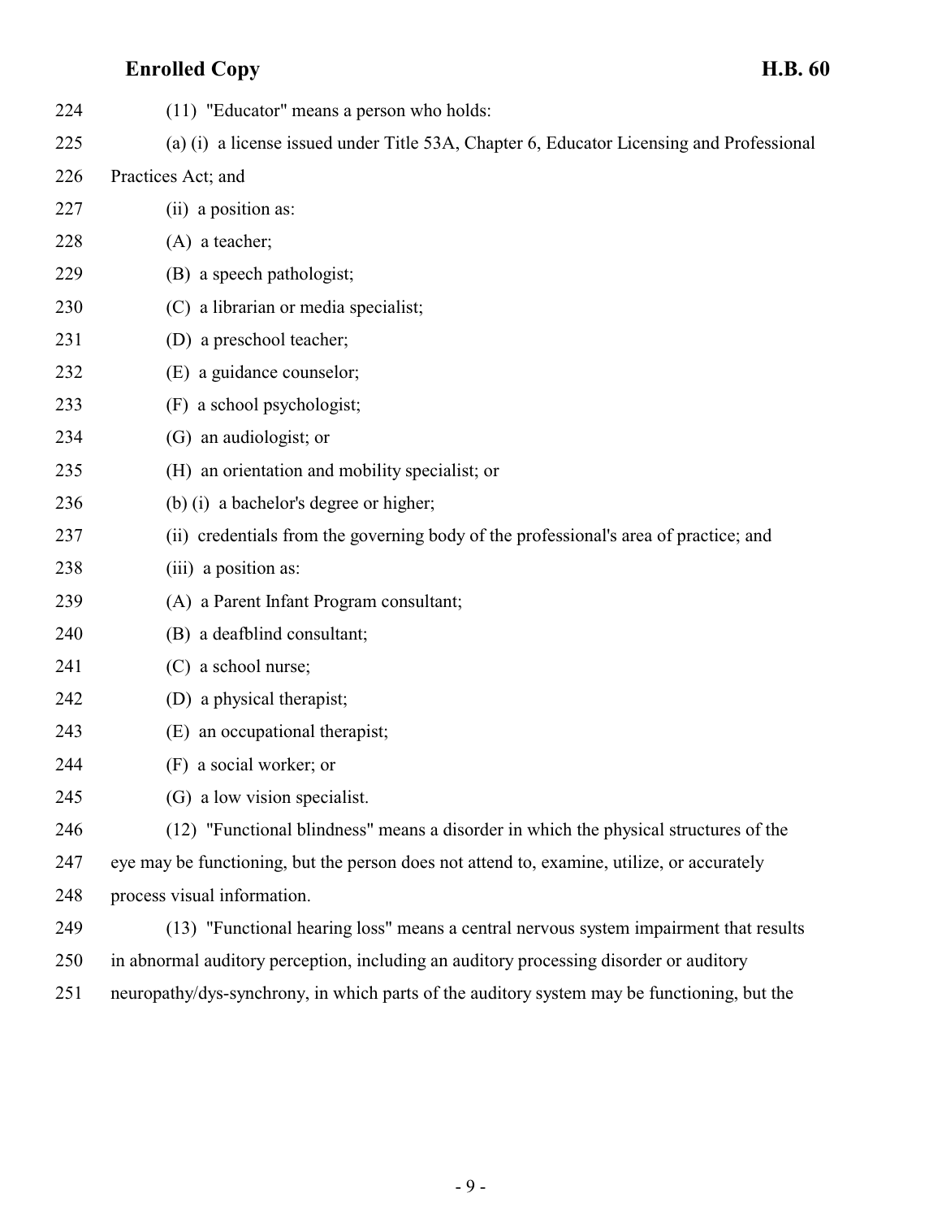(11) "Educator" means a person who holds:

(a) (i) a license issued under Title 53A, Chapter 6, Educator Licensing and Professional Practices Act; and

(ii) a position as:

(A) a teacher;

(B) a speech pathologist;

(C) a librarian or media specialist;

(D) a preschool teacher;

(E) a guidance counselor;

(F) a school psychologist;

(G) an audiologist; or

(H) an orientation and mobility specialist; or

(b) (i) a bachelor's degree or higher;

(ii) credentials from the governing body of the professional's area of practice; and

(iii) a position as:

(A) a Parent Infant Program consultant;

(B) a deafblind consultant;

(C) a school nurse;

(D) a physical therapist;

(E) an occupational therapist;

(F) a social worker; or

(G) a low vision specialist.

(12) "Functional blindness" means a disorder in which the physical structures of the eye may be functioning, but the person does not attend to, examine, utilize, or accurately process visual information.

(13) "Functional hearing loss" means a central nervous system impairment that results in abnormal auditory perception, including an auditory processing disorder or auditory neuropathy/dys-synchrony, in which parts of the auditory system may be functioning, but the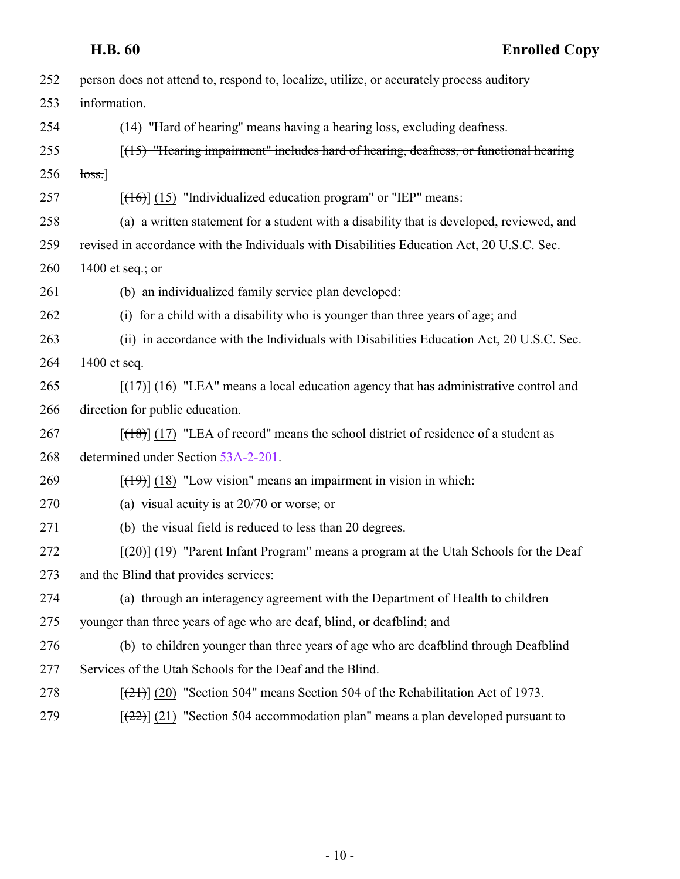person does not attend to, respond to, localize, utilize, or accurately process auditory information.

(14) "Hard of hearing" means having a hearing loss, excluding deafness.

[~~(15) "Hearing impairment" includes hard of hearing, deafness, or functional hearing loss.~~]

[~~(16)~~] (15) "Individualized education program" or "IEP" means:

(a) a written statement for a student with a disability that is developed, reviewed, and revised in accordance with the Individuals with Disabilities Education Act, 20 U.S.C. Sec. 1400 et seq.; or

(b) an individualized family service plan developed:

(i) for a child with a disability who is younger than three years of age; and

(ii) in accordance with the Individuals with Disabilities Education Act, 20 U.S.C. Sec. 1400 et seq.

[~~(17)~~] (16) "LEA" means a local education agency that has administrative control and direction for public education.

[~~(18)~~] (17) "LEA of record" means the school district of residence of a student as determined under Section 53A-2-201.

[~~(19)~~] (18) "Low vision" means an impairment in vision in which:

(a) visual acuity is at 20/70 or worse; or

(b) the visual field is reduced to less than 20 degrees.

[~~(20)~~] (19) "Parent Infant Program" means a program at the Utah Schools for the Deaf and the Blind that provides services:

(a) through an interagency agreement with the Department of Health to children younger than three years of age who are deaf, blind, or deafblind; and

(b) to children younger than three years of age who are deafblind through Deafblind Services of the Utah Schools for the Deaf and the Blind.

[~~(21)~~] (20) "Section 504" means Section 504 of the Rehabilitation Act of 1973.

[~~(22)~~] (21) "Section 504 accommodation plan" means a plan developed pursuant to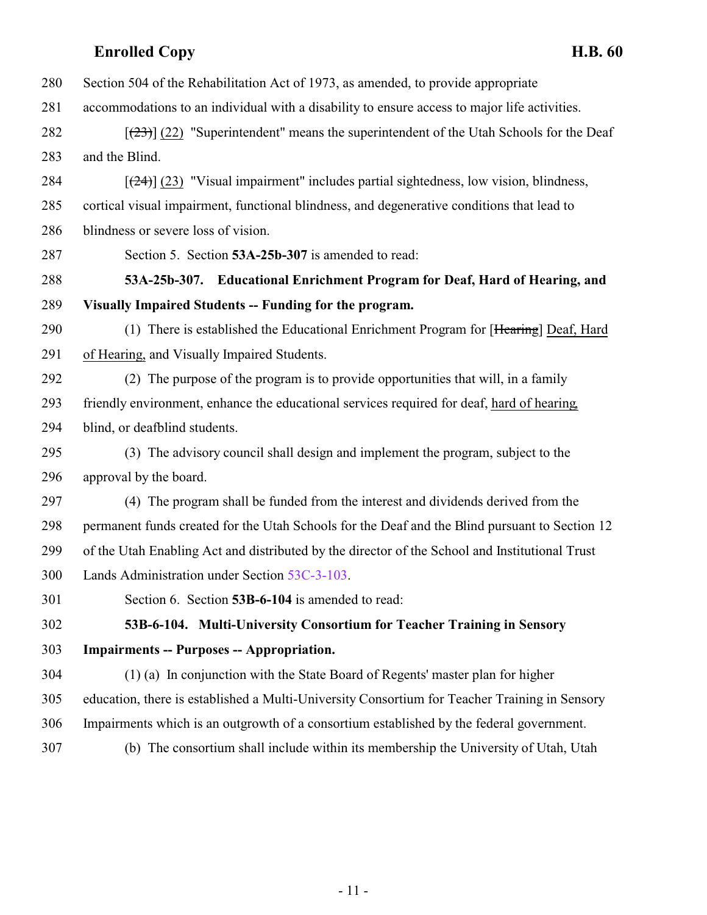Section 504 of the Rehabilitation Act of 1973, as amended, to provide appropriate accommodations to an individual with a disability to ensure access to major life activities.

[(23)] (22) "Superintendent" means the superintendent of the Utah Schools for the Deaf and the Blind.

[(24)] (23) "Visual impairment" includes partial sightedness, low vision, blindness, cortical visual impairment, functional blindness, and degenerative conditions that lead to blindness or severe loss of vision.

Section 5. Section **53A-25b-307** is amended to read:

**53A-25b-307. Educational Enrichment Program for Deaf, Hard of Hearing, and Visually Impaired Students -- Funding for the program.**

(1) There is established the Educational Enrichment Program for [~~Hearing~~] Deaf, Hard of Hearing, and Visually Impaired Students.

(2) The purpose of the program is to provide opportunities that will, in a family friendly environment, enhance the educational services required for deaf, hard of hearing, blind, or deafblind students.

(3) The advisory council shall design and implement the program, subject to the approval by the board.

(4) The program shall be funded from the interest and dividends derived from the permanent funds created for the Utah Schools for the Deaf and the Blind pursuant to Section 12 of the Utah Enabling Act and distributed by the director of the School and Institutional Trust Lands Administration under Section 53C-3-103.

Section 6. Section **53B-6-104** is amended to read:

**53B-6-104. Multi-University Consortium for Teacher Training in Sensory Impairments -- Purposes -- Appropriation.**

(1) (a) In conjunction with the State Board of Regents' master plan for higher education, there is established a Multi-University Consortium for Teacher Training in Sensory Impairments which is an outgrowth of a consortium established by the federal government.

(b) The consortium shall include within its membership the University of Utah, Utah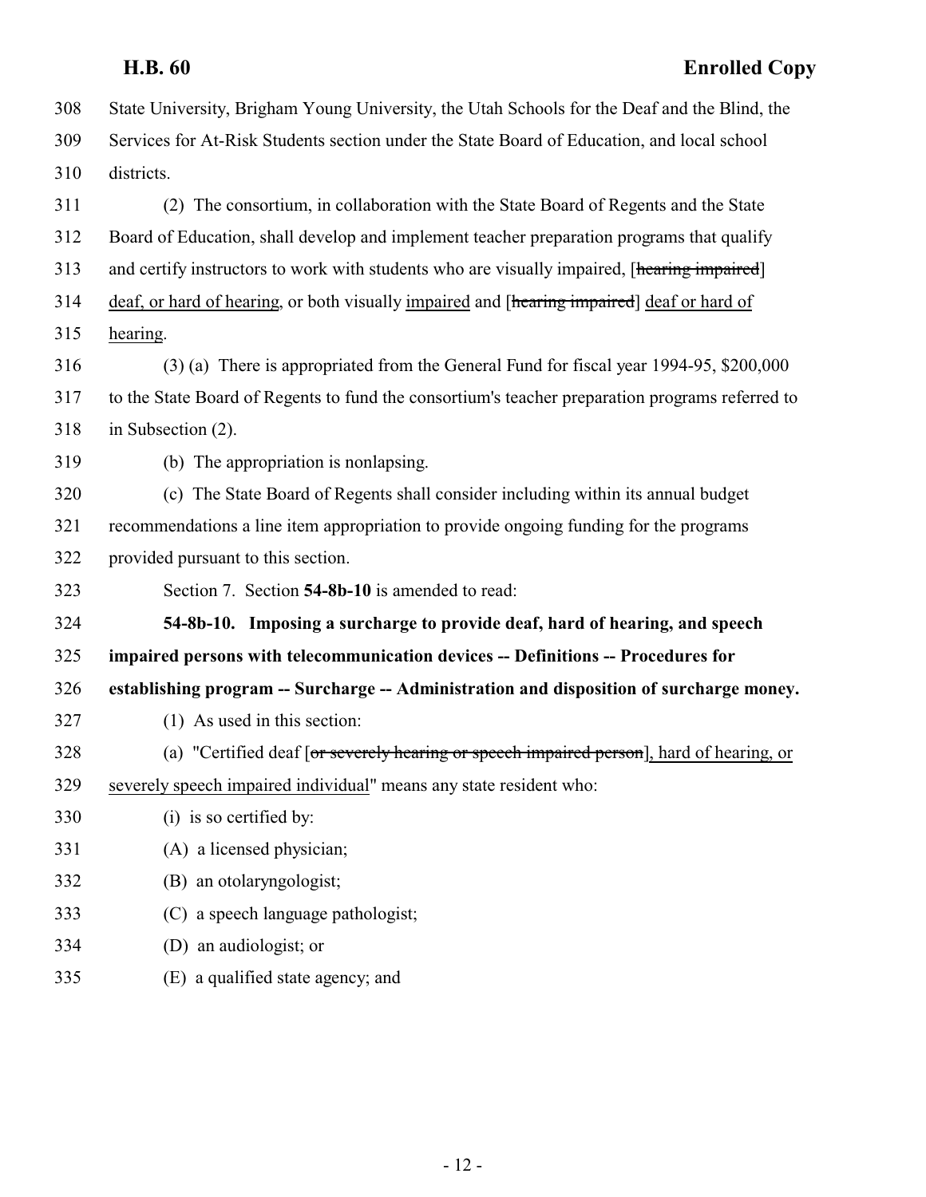State University, Brigham Young University, the Utah Schools for the Deaf and the Blind, the Services for At-Risk Students section under the State Board of Education, and local school districts.

(2) The consortium, in collaboration with the State Board of Regents and the State Board of Education, shall develop and implement teacher preparation programs that qualify and certify instructors to work with students who are visually impaired, [~~hearing impaired~~] deaf, or hard of hearing, or both visually impaired and [~~hearing impaired~~] deaf or hard of hearing.

(3) (a) There is appropriated from the General Fund for fiscal year 1994-95, $200,000 to the State Board of Regents to fund the consortium's teacher preparation programs referred to in Subsection (2).

(b) The appropriation is nonlapsing.

(c) The State Board of Regents shall consider including within its annual budget recommendations a line item appropriation to provide ongoing funding for the programs provided pursuant to this section.

Section 7. Section **54-8b-10** is amended to read:

**54-8b-10. Imposing a surcharge to provide deaf, hard of hearing, and speech impaired persons with telecommunication devices -- Definitions -- Procedures for establishing program -- Surcharge -- Administration and disposition of surcharge money.**

(1) As used in this section:

(a) "Certified deaf [~~or severely hearing or speech impaired person~~], hard of hearing, or severely speech impaired individual" means any state resident who:

(i) is so certified by:

(A) a licensed physician;

(B) an otolaryngologist;

(C) a speech language pathologist;

(D) an audiologist; or

(E) a qualified state agency; and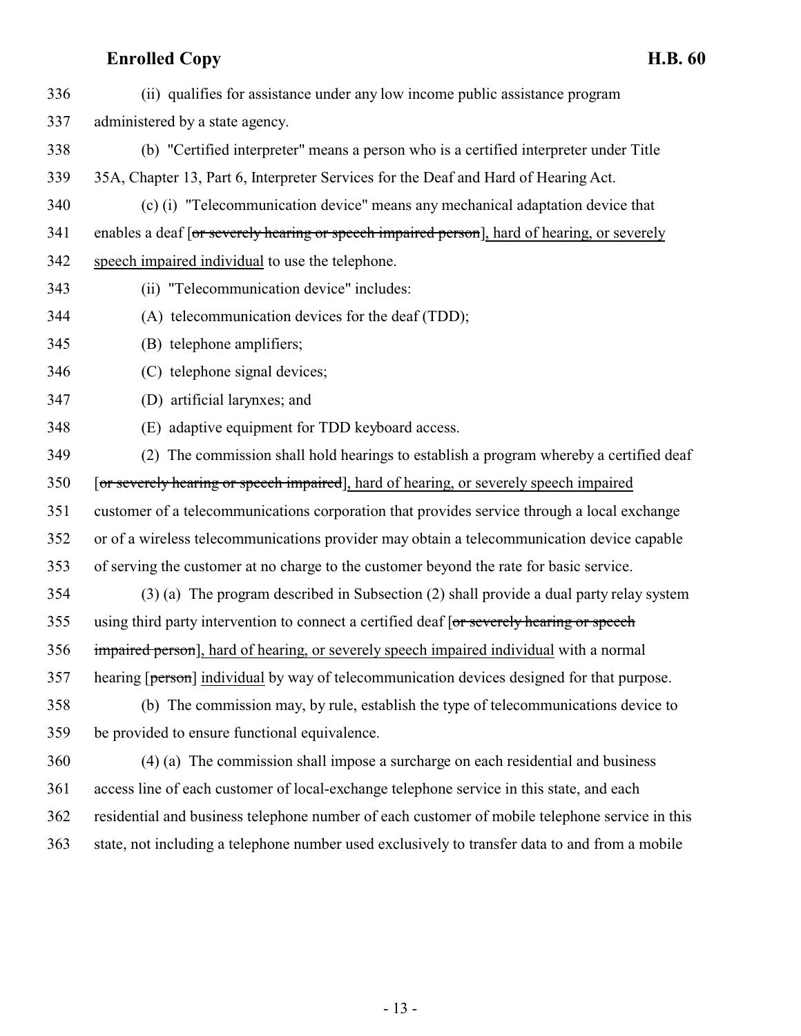336 (ii) qualifies for assistance under any low income public assistance program
337 administered by a state agency.

338 (b) "Certified interpreter" means a person who is a certified interpreter under Title
339 35A, Chapter 13, Part 6, Interpreter Services for the Deaf and Hard of Hearing Act.

340 (c) (i) "Telecommunication device" means any mechanical adaptation device that
341 enables a deaf [~~or severely hearing or speech impaired person~~], hard of hearing, or severely
342 speech impaired individual to use the telephone.

343 (ii) "Telecommunication device" includes:

344 (A) telecommunication devices for the deaf (TDD);

345 (B) telephone amplifiers;

346 (C) telephone signal devices;

347 (D) artificial larynxes; and

348 (E) adaptive equipment for TDD keyboard access.

349 (2) The commission shall hold hearings to establish a program whereby a certified deaf
350 [~~or severely hearing or speech impaired~~], hard of hearing, or severely speech impaired
351 customer of a telecommunications corporation that provides service through a local exchange
352 or of a wireless telecommunications provider may obtain a telecommunication device capable
353 of serving the customer at no charge to the customer beyond the rate for basic service.

354 (3) (a) The program described in Subsection (2) shall provide a dual party relay system
355 using third party intervention to connect a certified deaf [~~or severely hearing or speech~~
356 ~~impaired person~~], hard of hearing, or severely speech impaired individual with a normal
357 hearing [~~person~~] individual by way of telecommunication devices designed for that purpose.

358 (b) The commission may, by rule, establish the type of telecommunications device to
359 be provided to ensure functional equivalence.

360 (4) (a) The commission shall impose a surcharge on each residential and business
361 access line of each customer of local-exchange telephone service in this state, and each
362 residential and business telephone number of each customer of mobile telephone service in this
363 state, not including a telephone number used exclusively to transfer data to and from a mobile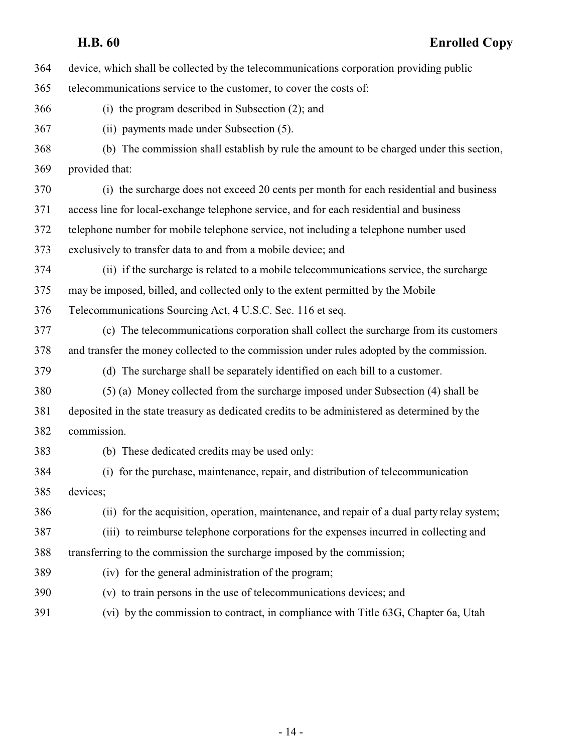device, which shall be collected by the telecommunications corporation providing public telecommunications service to the customer, to cover the costs of:

(i) the program described in Subsection (2); and

(ii) payments made under Subsection (5).

(b) The commission shall establish by rule the amount to be charged under this section, provided that:

(i) the surcharge does not exceed 20 cents per month for each residential and business access line for local-exchange telephone service, and for each residential and business telephone number for mobile telephone service, not including a telephone number used exclusively to transfer data to and from a mobile device; and

(ii) if the surcharge is related to a mobile telecommunications service, the surcharge may be imposed, billed, and collected only to the extent permitted by the Mobile Telecommunications Sourcing Act, 4 U.S.C. Sec. 116 et seq.

(c) The telecommunications corporation shall collect the surcharge from its customers and transfer the money collected to the commission under rules adopted by the commission.

(d) The surcharge shall be separately identified on each bill to a customer.

(5) (a) Money collected from the surcharge imposed under Subsection (4) shall be deposited in the state treasury as dedicated credits to be administered as determined by the commission.

(b) These dedicated credits may be used only:

(i) for the purchase, maintenance, repair, and distribution of telecommunication devices;

(ii) for the acquisition, operation, maintenance, and repair of a dual party relay system;

(iii) to reimburse telephone corporations for the expenses incurred in collecting and transferring to the commission the surcharge imposed by the commission;

(iv) for the general administration of the program;

(v) to train persons in the use of telecommunications devices; and

(vi) by the commission to contract, in compliance with Title 63G, Chapter 6a, Utah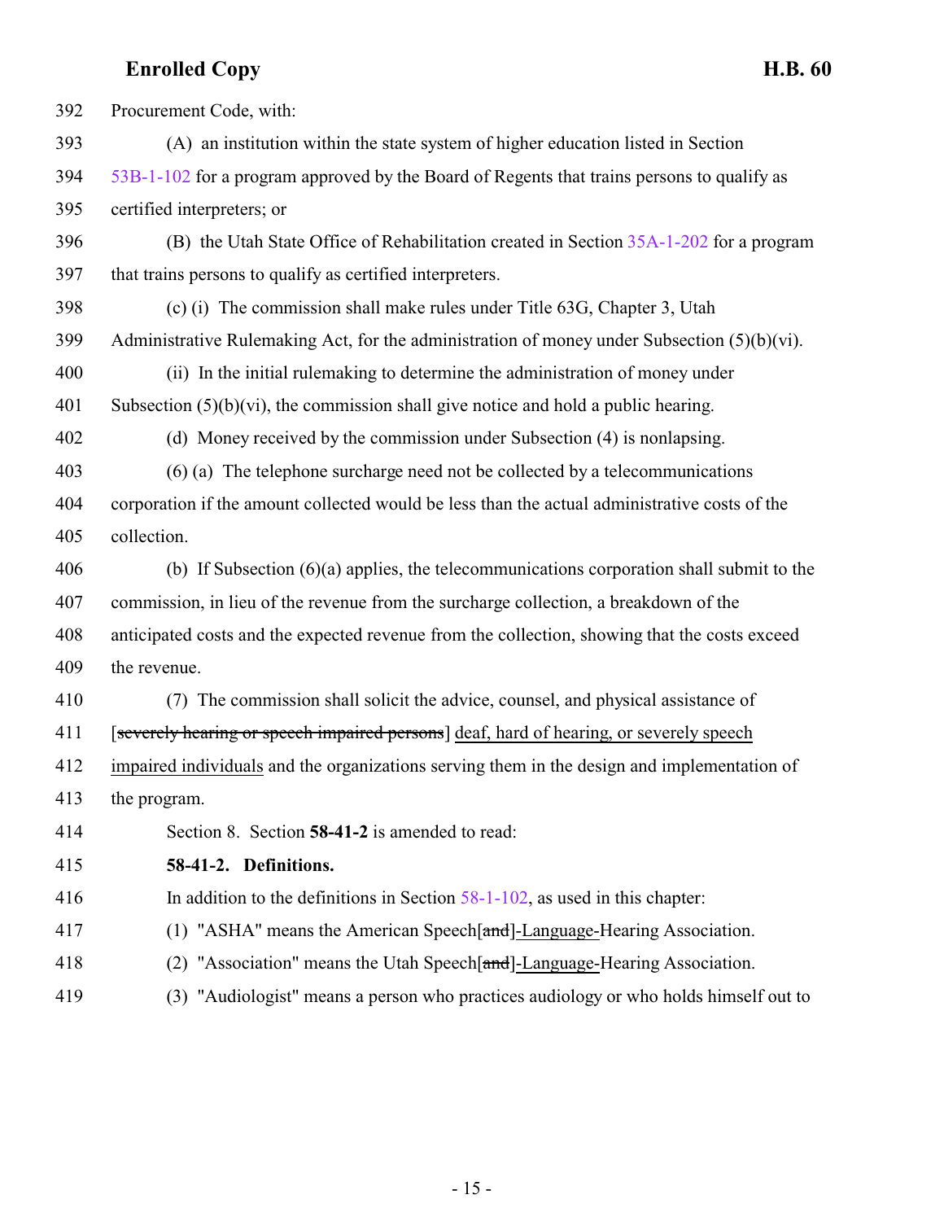392 Procurement Code, with:

393 (A) an institution within the state system of higher education listed in Section
394 53B-1-102 for a program approved by the Board of Regents that trains persons to qualify as
395 certified interpreters; or

396 (B) the Utah State Office of Rehabilitation created in Section 35A-1-202 for a program
397 that trains persons to qualify as certified interpreters.

398 (c) (i) The commission shall make rules under Title 63G, Chapter 3, Utah
399 Administrative Rulemaking Act, for the administration of money under Subsection (5)(b)(vi).

400 (ii) In the initial rulemaking to determine the administration of money under
401 Subsection (5)(b)(vi), the commission shall give notice and hold a public hearing.

402 (d) Money received by the commission under Subsection (4) is nonlapsing.

403 (6) (a) The telephone surcharge need not be collected by a telecommunications
404 corporation if the amount collected would be less than the actual administrative costs of the
405 collection.

406 (b) If Subsection (6)(a) applies, the telecommunications corporation shall submit to the
407 commission, in lieu of the revenue from the surcharge collection, a breakdown of the
408 anticipated costs and the expected revenue from the collection, showing that the costs exceed
409 the revenue.

410 (7) The commission shall solicit the advice, counsel, and physical assistance of
411 [~~severely hearing or speech impaired persons~~] <u>deaf, hard of hearing, or severely speech</u>
412 <u>impaired individuals</u> and the organizations serving them in the design and implementation of
413 the program.

414 Section 8. Section **58-41-2** is amended to read:

415 **58-41-2. Definitions.**

416 In addition to the definitions in Section 58-1-102, as used in this chapter:

417 (1) "ASHA" means the American Speech[~~and~~]<u>-Language-</u>Hearing Association.

418 (2) "Association" means the Utah Speech[~~and~~]<u>-Language-</u>Hearing Association.

419 (3) "Audiologist" means a person who practices audiology or who holds himself out to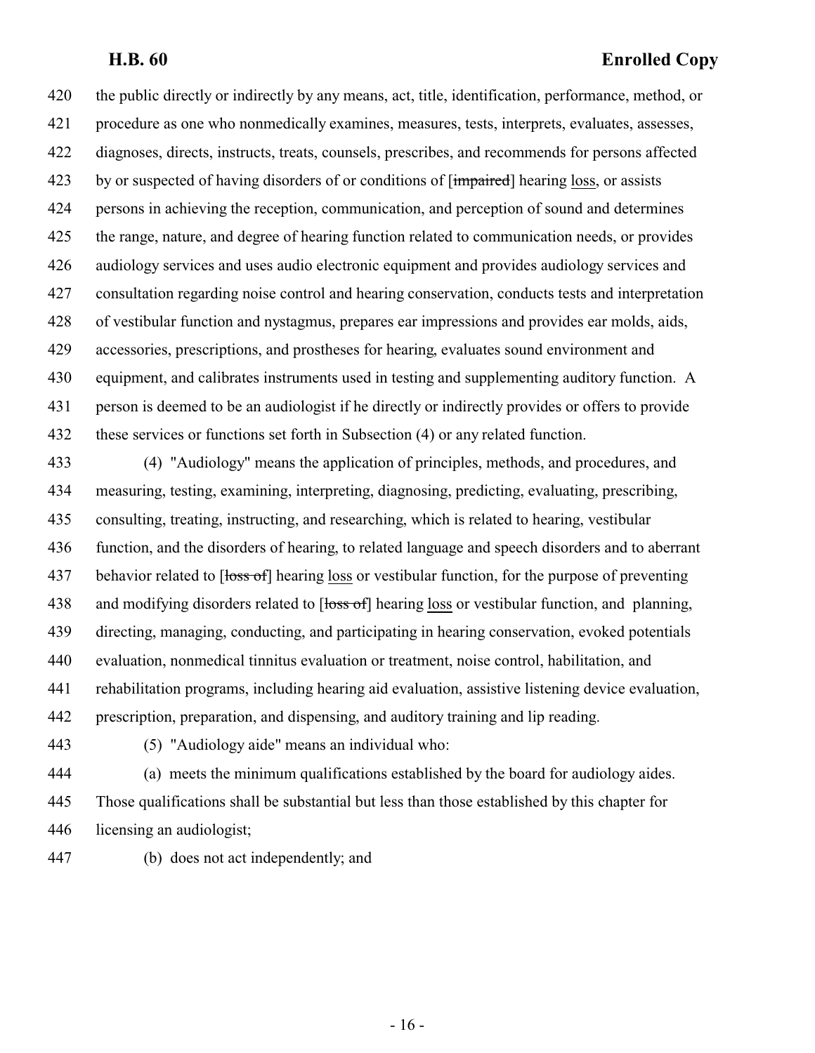the public directly or indirectly by any means, act, title, identification, performance, method, or procedure as one who nonmedically examines, measures, tests, interprets, evaluates, assesses, diagnoses, directs, instructs, treats, counsels, prescribes, and recommends for persons affected by or suspected of having disorders of or conditions of [~~impaired~~] hearing <u>loss</u>, or assists persons in achieving the reception, communication, and perception of sound and determines the range, nature, and degree of hearing function related to communication needs, or provides audiology services and uses audio electronic equipment and provides audiology services and consultation regarding noise control and hearing conservation, conducts tests and interpretation of vestibular function and nystagmus, prepares ear impressions and provides ear molds, aids, accessories, prescriptions, and prostheses for hearing, evaluates sound environment and equipment, and calibrates instruments used in testing and supplementing auditory function. A person is deemed to be an audiologist if he directly or indirectly provides or offers to provide these services or functions set forth in Subsection (4) or any related function.

(4) "Audiology" means the application of principles, methods, and procedures, and measuring, testing, examining, interpreting, diagnosing, predicting, evaluating, prescribing, consulting, treating, instructing, and researching, which is related to hearing, vestibular function, and the disorders of hearing, to related language and speech disorders and to aberrant behavior related to [~~loss of~~] hearing <u>loss</u> or vestibular function, for the purpose of preventing and modifying disorders related to [~~loss of~~] hearing <u>loss</u> or vestibular function, and planning, directing, managing, conducting, and participating in hearing conservation, evoked potentials evaluation, nonmedical tinnitus evaluation or treatment, noise control, habilitation, and rehabilitation programs, including hearing aid evaluation, assistive listening device evaluation, prescription, preparation, and dispensing, and auditory training and lip reading.

(5) "Audiology aide" means an individual who:

(a) meets the minimum qualifications established by the board for audiology aides. Those qualifications shall be substantial but less than those established by this chapter for licensing an audiologist;

(b) does not act independently; and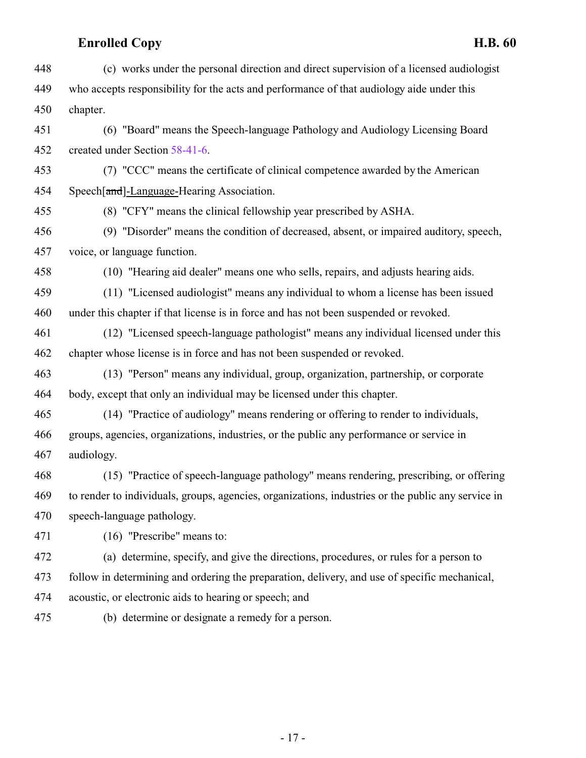(c) works under the personal direction and direct supervision of a licensed audiologist who accepts responsibility for the acts and performance of that audiology aide under this chapter.

(6) "Board" means the Speech-language Pathology and Audiology Licensing Board created under Section 58-41-6.

(7) "CCC" means the certificate of clinical competence awarded by the American Speech[~~and~~]-Language-Hearing Association.

(8) "CFY" means the clinical fellowship year prescribed by ASHA.

(9) "Disorder" means the condition of decreased, absent, or impaired auditory, speech, voice, or language function.

(10) "Hearing aid dealer" means one who sells, repairs, and adjusts hearing aids.

(11) "Licensed audiologist" means any individual to whom a license has been issued under this chapter if that license is in force and has not been suspended or revoked.

(12) "Licensed speech-language pathologist" means any individual licensed under this chapter whose license is in force and has not been suspended or revoked.

(13) "Person" means any individual, group, organization, partnership, or corporate body, except that only an individual may be licensed under this chapter.

(14) "Practice of audiology" means rendering or offering to render to individuals, groups, agencies, organizations, industries, or the public any performance or service in audiology.

(15) "Practice of speech-language pathology" means rendering, prescribing, or offering to render to individuals, groups, agencies, organizations, industries or the public any service in speech-language pathology.

(16) "Prescribe" means to:

(a) determine, specify, and give the directions, procedures, or rules for a person to follow in determining and ordering the preparation, delivery, and use of specific mechanical, acoustic, or electronic aids to hearing or speech; and

(b) determine or designate a remedy for a person.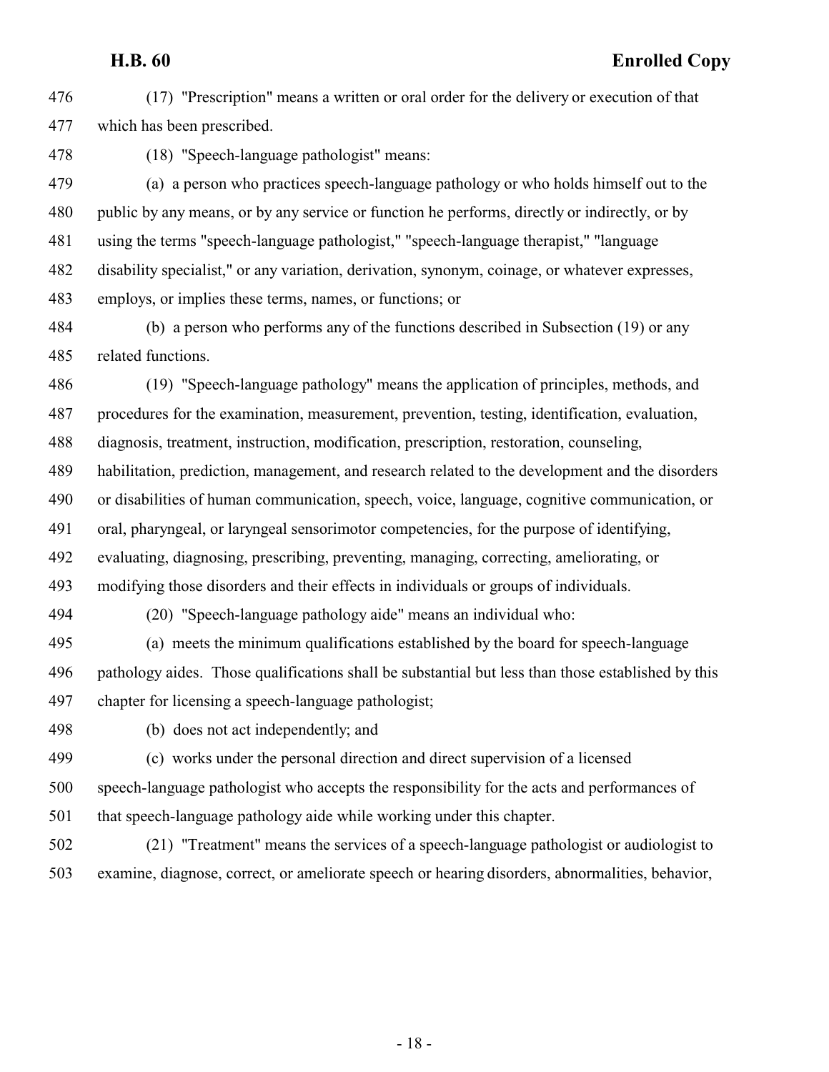(17) "Prescription" means a written or oral order for the delivery or execution of that which has been prescribed.

(18) "Speech-language pathologist" means:

(a) a person who practices speech-language pathology or who holds himself out to the public by any means, or by any service or function he performs, directly or indirectly, or by using the terms "speech-language pathologist," "speech-language therapist," "language disability specialist," or any variation, derivation, synonym, coinage, or whatever expresses, employs, or implies these terms, names, or functions; or

(b) a person who performs any of the functions described in Subsection (19) or any related functions.

(19) "Speech-language pathology" means the application of principles, methods, and procedures for the examination, measurement, prevention, testing, identification, evaluation, diagnosis, treatment, instruction, modification, prescription, restoration, counseling, habilitation, prediction, management, and research related to the development and the disorders or disabilities of human communication, speech, voice, language, cognitive communication, or oral, pharyngeal, or laryngeal sensorimotor competencies, for the purpose of identifying, evaluating, diagnosing, prescribing, preventing, managing, correcting, ameliorating, or modifying those disorders and their effects in individuals or groups of individuals.

(20) "Speech-language pathology aide" means an individual who:

(a) meets the minimum qualifications established by the board for speech-language pathology aides. Those qualifications shall be substantial but less than those established by this chapter for licensing a speech-language pathologist;

(b) does not act independently; and

(c) works under the personal direction and direct supervision of a licensed speech-language pathologist who accepts the responsibility for the acts and performances of that speech-language pathology aide while working under this chapter.

(21) "Treatment" means the services of a speech-language pathologist or audiologist to examine, diagnose, correct, or ameliorate speech or hearing disorders, abnormalities, behavior,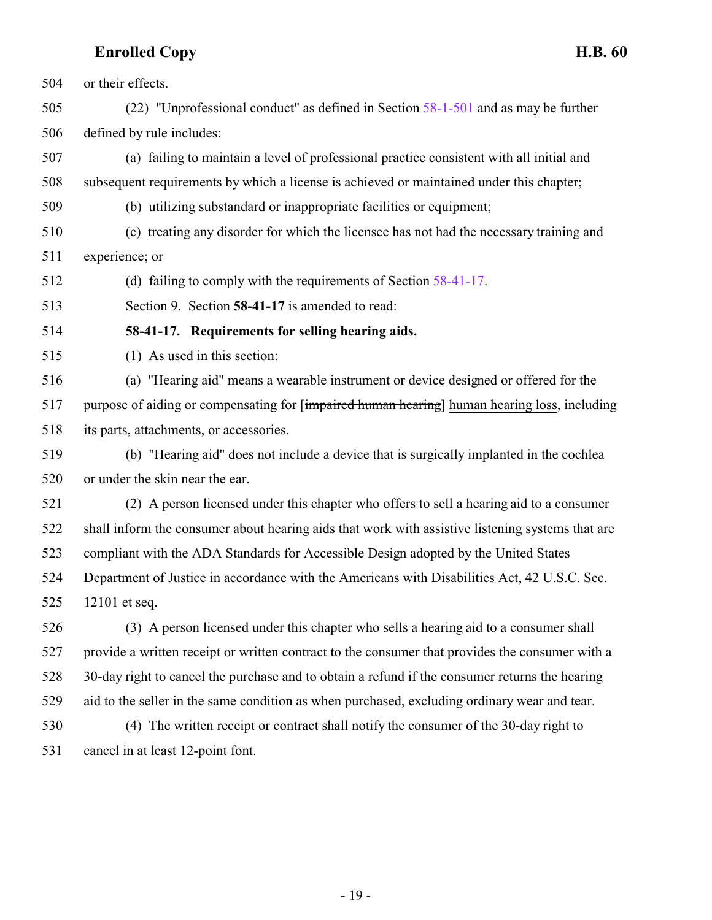or their effects.

(22) "Unprofessional conduct" as defined in Section 58-1-501 and as may be further defined by rule includes:

(a) failing to maintain a level of professional practice consistent with all initial and subsequent requirements by which a license is achieved or maintained under this chapter;

(b) utilizing substandard or inappropriate facilities or equipment;

(c) treating any disorder for which the licensee has not had the necessary training and experience; or

(d) failing to comply with the requirements of Section 58-41-17.

Section 9. Section **58-41-17** is amended to read:

**58-41-17. Requirements for selling hearing aids.**

(1) As used in this section:

(a) "Hearing aid" means a wearable instrument or device designed or offered for the purpose of aiding or compensating for [~~impaired human hearing~~] human hearing loss, including its parts, attachments, or accessories.

(b) "Hearing aid" does not include a device that is surgically implanted in the cochlea or under the skin near the ear.

(2) A person licensed under this chapter who offers to sell a hearing aid to a consumer shall inform the consumer about hearing aids that work with assistive listening systems that are compliant with the ADA Standards for Accessible Design adopted by the United States Department of Justice in accordance with the Americans with Disabilities Act, 42 U.S.C. Sec. 12101 et seq.

(3) A person licensed under this chapter who sells a hearing aid to a consumer shall provide a written receipt or written contract to the consumer that provides the consumer with a 30-day right to cancel the purchase and to obtain a refund if the consumer returns the hearing aid to the seller in the same condition as when purchased, excluding ordinary wear and tear.

(4) The written receipt or contract shall notify the consumer of the 30-day right to cancel in at least 12-point font.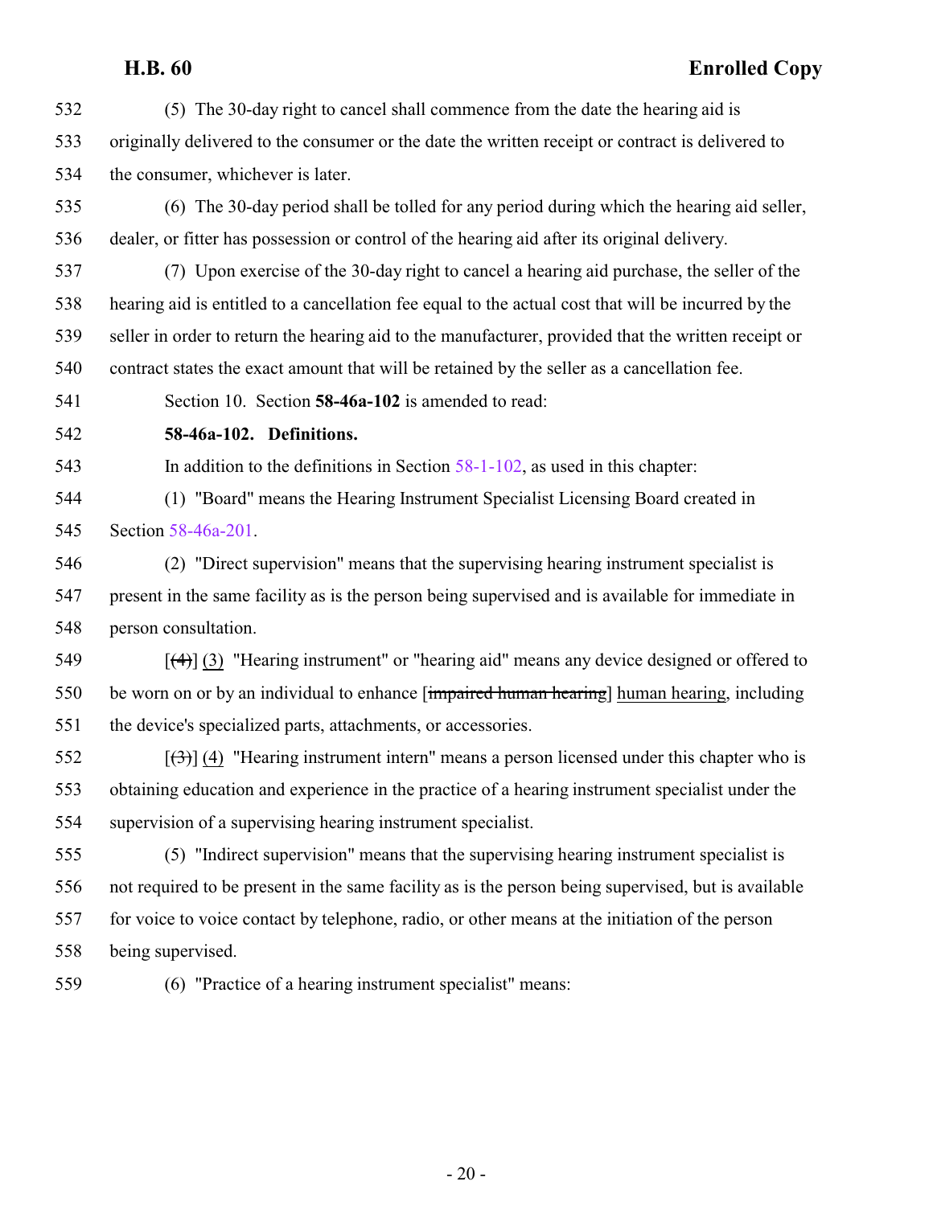(5) The 30-day right to cancel shall commence from the date the hearing aid is originally delivered to the consumer or the date the written receipt or contract is delivered to the consumer, whichever is later.

(6) The 30-day period shall be tolled for any period during which the hearing aid seller, dealer, or fitter has possession or control of the hearing aid after its original delivery.

(7) Upon exercise of the 30-day right to cancel a hearing aid purchase, the seller of the hearing aid is entitled to a cancellation fee equal to the actual cost that will be incurred by the seller in order to return the hearing aid to the manufacturer, provided that the written receipt or contract states the exact amount that will be retained by the seller as a cancellation fee.

Section 10. Section **58-46a-102** is amended to read:

**58-46a-102. Definitions.**

In addition to the definitions in Section 58-1-102, as used in this chapter:

(1) "Board" means the Hearing Instrument Specialist Licensing Board created in Section 58-46a-201.

(2) "Direct supervision" means that the supervising hearing instrument specialist is present in the same facility as is the person being supervised and is available for immediate in person consultation.

[~~(4)~~] <u>(3)</u> "Hearing instrument" or "hearing aid" means any device designed or offered to be worn on or by an individual to enhance [~~impaired human hearing~~] <u>human hearing</u>, including the device's specialized parts, attachments, or accessories.

[~~(3)~~] <u>(4)</u> "Hearing instrument intern" means a person licensed under this chapter who is obtaining education and experience in the practice of a hearing instrument specialist under the supervision of a supervising hearing instrument specialist.

(5) "Indirect supervision" means that the supervising hearing instrument specialist is not required to be present in the same facility as is the person being supervised, but is available for voice to voice contact by telephone, radio, or other means at the initiation of the person being supervised.

(6) "Practice of a hearing instrument specialist" means: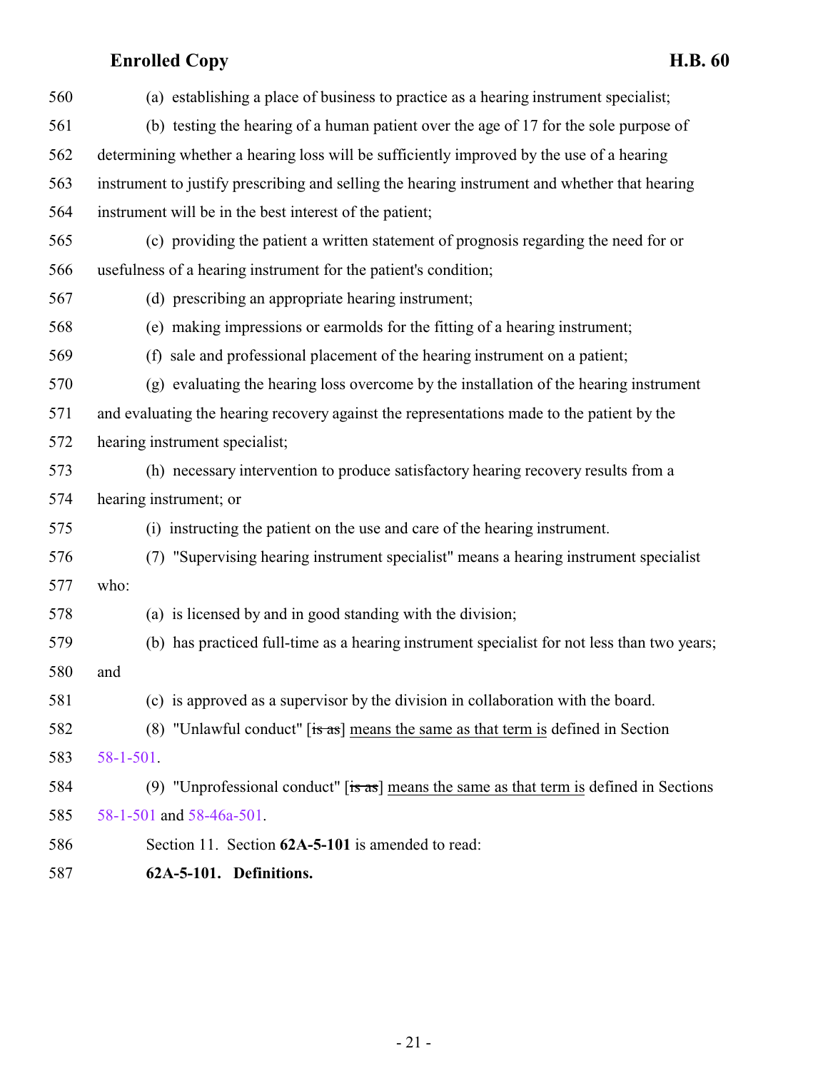(a) establishing a place of business to practice as a hearing instrument specialist;

(b) testing the hearing of a human patient over the age of 17 for the sole purpose of determining whether a hearing loss will be sufficiently improved by the use of a hearing instrument to justify prescribing and selling the hearing instrument and whether that hearing instrument will be in the best interest of the patient;

(c) providing the patient a written statement of prognosis regarding the need for or usefulness of a hearing instrument for the patient's condition;

(d) prescribing an appropriate hearing instrument;

(e) making impressions or earmolds for the fitting of a hearing instrument;

(f) sale and professional placement of the hearing instrument on a patient;

(g) evaluating the hearing loss overcome by the installation of the hearing instrument and evaluating the hearing recovery against the representations made to the patient by the hearing instrument specialist;

(h) necessary intervention to produce satisfactory hearing recovery results from a hearing instrument; or

(i) instructing the patient on the use and care of the hearing instrument.

(7) "Supervising hearing instrument specialist" means a hearing instrument specialist who:

(a) is licensed by and in good standing with the division;

(b) has practiced full-time as a hearing instrument specialist for not less than two years; and

(c) is approved as a supervisor by the division in collaboration with the board.

(8) "Unlawful conduct" [~~is as~~] <u>means the same as that term is</u> defined in Section 58-1-501.

(9) "Unprofessional conduct" [~~is as~~] <u>means the same as that term is</u> defined in Sections 58-1-501 and 58-46a-501.

Section 11. Section **62A-5-101** is amended to read:

**62A-5-101. Definitions.**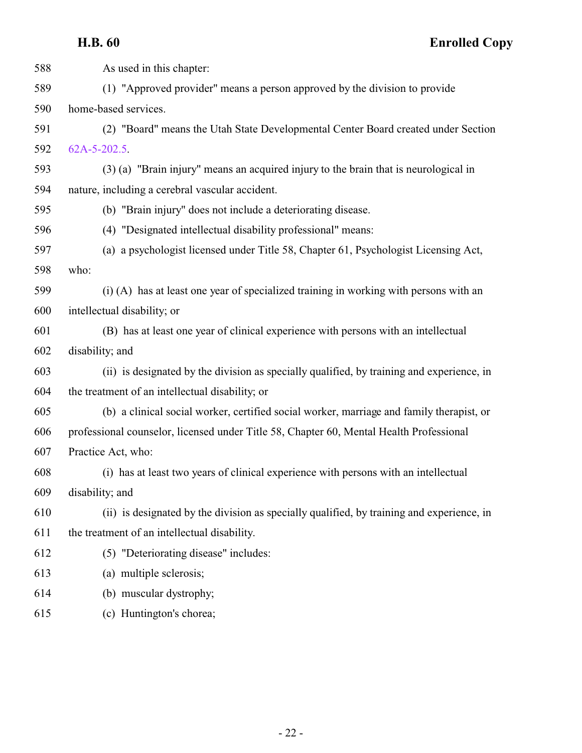As used in this chapter:

(1) "Approved provider" means a person approved by the division to provide home-based services.

(2) "Board" means the Utah State Developmental Center Board created under Section 62A-5-202.5.

(3) (a) "Brain injury" means an acquired injury to the brain that is neurological in nature, including a cerebral vascular accident.

(b) "Brain injury" does not include a deteriorating disease.

(4) "Designated intellectual disability professional" means:

(a) a psychologist licensed under Title 58, Chapter 61, Psychologist Licensing Act, who:

(i) (A) has at least one year of specialized training in working with persons with an intellectual disability; or

(B) has at least one year of clinical experience with persons with an intellectual disability; and

(ii) is designated by the division as specially qualified, by training and experience, in the treatment of an intellectual disability; or

(b) a clinical social worker, certified social worker, marriage and family therapist, or professional counselor, licensed under Title 58, Chapter 60, Mental Health Professional Practice Act, who:

(i) has at least two years of clinical experience with persons with an intellectual disability; and

(ii) is designated by the division as specially qualified, by training and experience, in the treatment of an intellectual disability.

(5) "Deteriorating disease" includes:

(a) multiple sclerosis;

(b) muscular dystrophy;

(c) Huntington's chorea;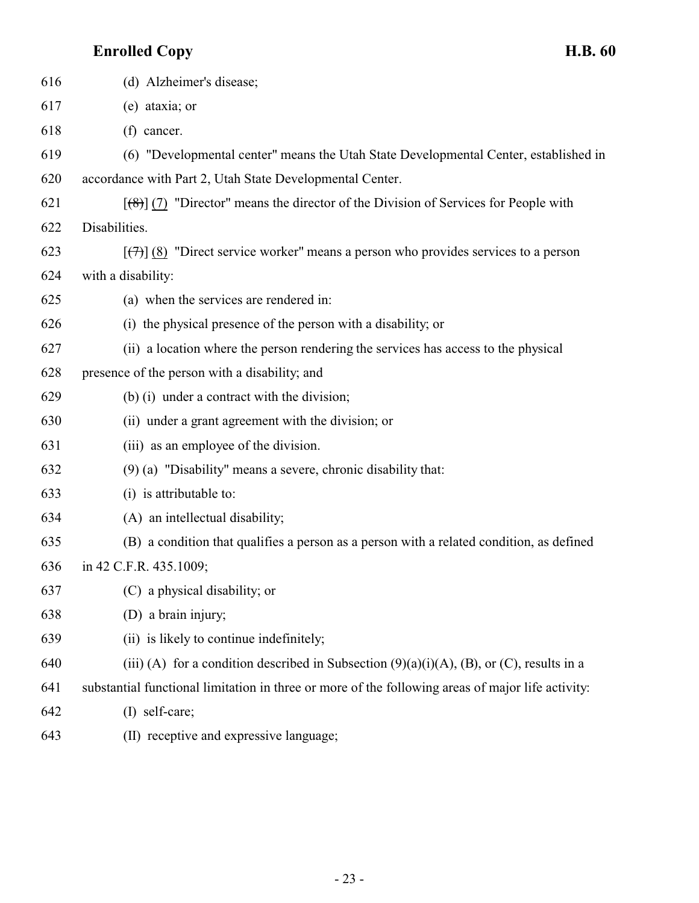616 (d) Alzheimer's disease;

617 (e) ataxia; or

618 (f) cancer.

619 (6) "Developmental center" means the Utah State Developmental Center, established in

620 accordance with Part 2, Utah State Developmental Center.

621 [~~(8)~~] (7) "Director" means the director of the Division of Services for People with

622 Disabilities.

623 [~~(7)~~] (8) "Direct service worker" means a person who provides services to a person

624 with a disability:

625 (a) when the services are rendered in:

626 (i) the physical presence of the person with a disability; or

627 (ii) a location where the person rendering the services has access to the physical

628 presence of the person with a disability; and

629 (b) (i) under a contract with the division;

630 (ii) under a grant agreement with the division; or

631 (iii) as an employee of the division.

632 (9) (a) "Disability" means a severe, chronic disability that:

633 (i) is attributable to:

634 (A) an intellectual disability;

635 (B) a condition that qualifies a person as a person with a related condition, as defined

636 in 42 C.F.R. 435.1009;

637 (C) a physical disability; or

638 (D) a brain injury;

639 (ii) is likely to continue indefinitely;

640 (iii) (A) for a condition described in Subsection (9)(a)(i)(A), (B), or (C), results in a

641 substantial functional limitation in three or more of the following areas of major life activity:

642 (I) self-care;

643 (II) receptive and expressive language;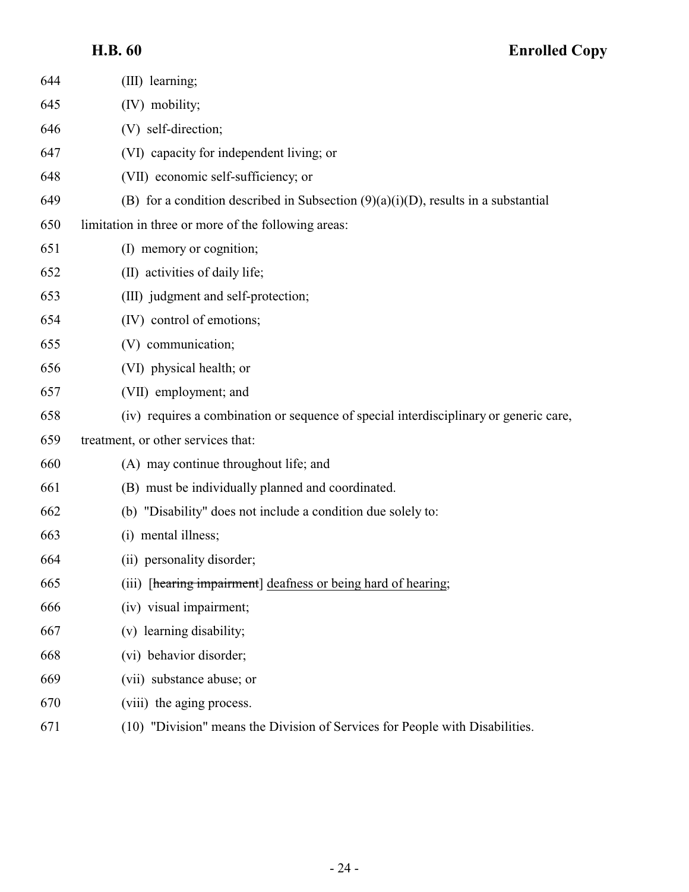644 (III) learning;

645 (IV) mobility;

646 (V) self-direction;

647 (VI) capacity for independent living; or

648 (VII) economic self-sufficiency; or

649 (B) for a condition described in Subsection (9)(a)(i)(D), results in a substantial

650 limitation in three or more of the following areas:

651 (I) memory or cognition;

652 (II) activities of daily life;

653 (III) judgment and self-protection;

654 (IV) control of emotions;

655 (V) communication;

656 (VI) physical health; or

657 (VII) employment; and

658 (iv) requires a combination or sequence of special interdisciplinary or generic care,

659 treatment, or other services that:

660 (A) may continue throughout life; and

661 (B) must be individually planned and coordinated.

662 (b) "Disability" does not include a condition due solely to:

663 (i) mental illness;

664 (ii) personality disorder;

665 (iii) [~~hearing impairment~~] <u>deafness or being hard of hearing</u>;

666 (iv) visual impairment;

667 (v) learning disability;

668 (vi) behavior disorder;

669 (vii) substance abuse; or

670 (viii) the aging process.

671 (10) "Division" means the Division of Services for People with Disabilities.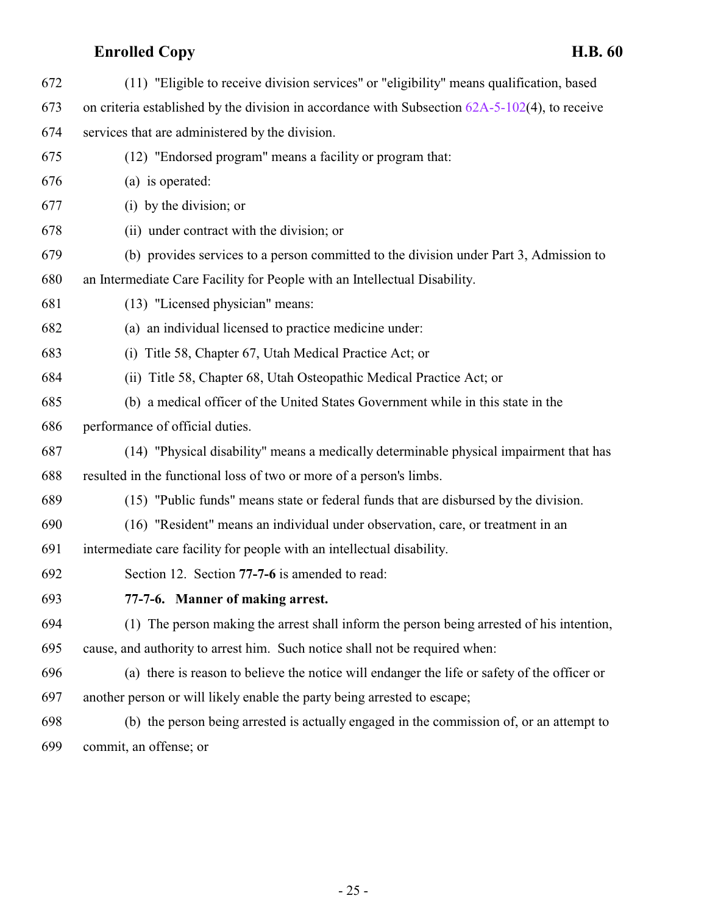(11) "Eligible to receive division services" or "eligibility" means qualification, based on criteria established by the division in accordance with Subsection 62A-5-102(4), to receive services that are administered by the division.

(12) "Endorsed program" means a facility or program that:

(a) is operated:

(i) by the division; or

(ii) under contract with the division; or

(b) provides services to a person committed to the division under Part 3, Admission to an Intermediate Care Facility for People with an Intellectual Disability.

(13) "Licensed physician" means:

(a) an individual licensed to practice medicine under:

(i) Title 58, Chapter 67, Utah Medical Practice Act; or

(ii) Title 58, Chapter 68, Utah Osteopathic Medical Practice Act; or

(b) a medical officer of the United States Government while in this state in the performance of official duties.

(14) "Physical disability" means a medically determinable physical impairment that has resulted in the functional loss of two or more of a person's limbs.

(15) "Public funds" means state or federal funds that are disbursed by the division.

(16) "Resident" means an individual under observation, care, or treatment in an intermediate care facility for people with an intellectual disability.

Section 12. Section **77-7-6** is amended to read:

**77-7-6. Manner of making arrest.**

(1) The person making the arrest shall inform the person being arrested of his intention, cause, and authority to arrest him. Such notice shall not be required when:

(a) there is reason to believe the notice will endanger the life or safety of the officer or another person or will likely enable the party being arrested to escape;

(b) the person being arrested is actually engaged in the commission of, or an attempt to commit, an offense; or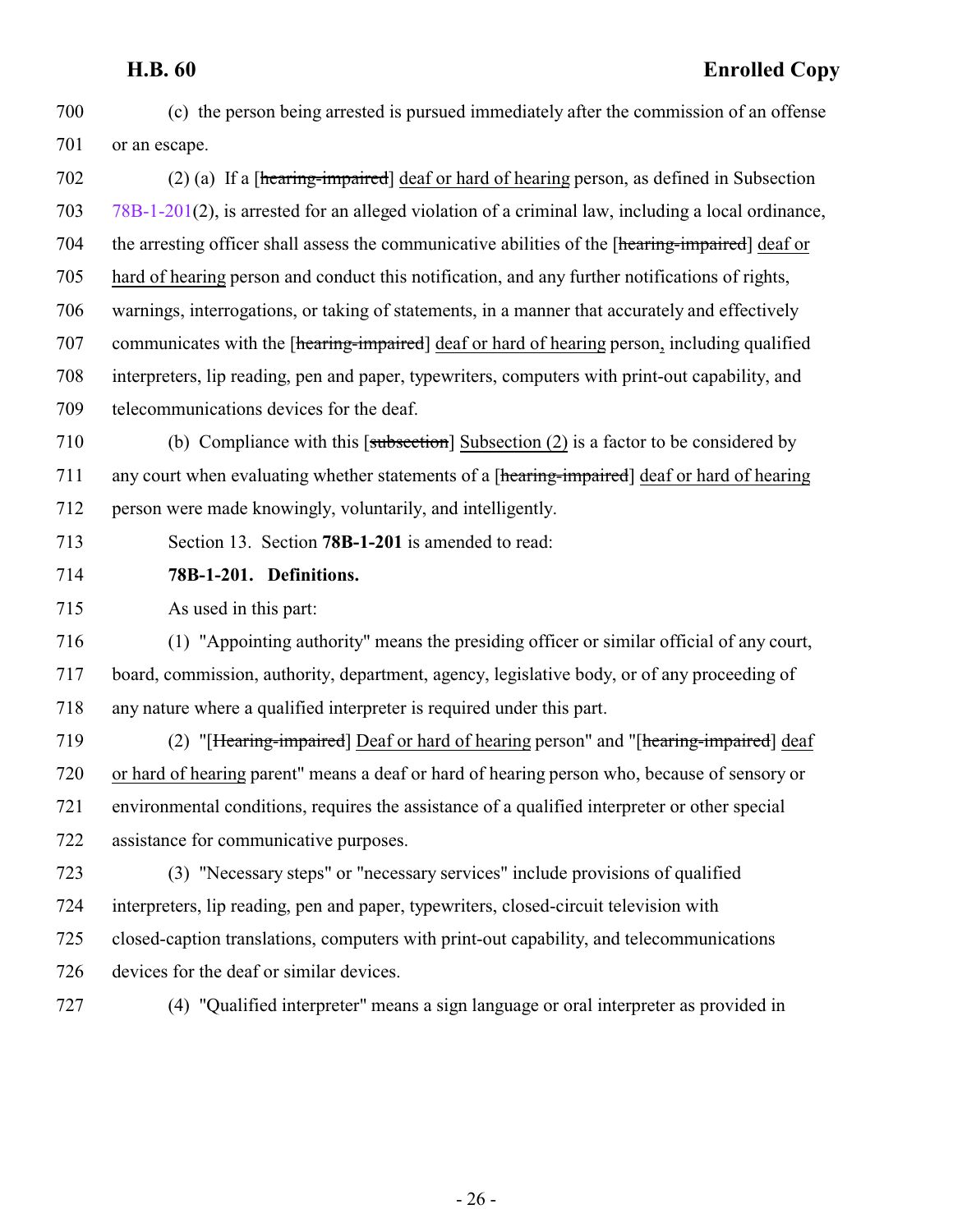(c) the person being arrested is pursued immediately after the commission of an offense or an escape.

(2) (a) If a [~~hearing-impaired~~] <u>deaf or hard of hearing</u> person, as defined in Subsection 78B-1-201(2), is arrested for an alleged violation of a criminal law, including a local ordinance, the arresting officer shall assess the communicative abilities of the [~~hearing-impaired~~] <u>deaf or hard of hearing</u> person and conduct this notification, and any further notifications of rights, warnings, interrogations, or taking of statements, in a manner that accurately and effectively communicates with the [~~hearing-impaired~~] <u>deaf or hard of hearing</u> person<u>,</u> including qualified interpreters, lip reading, pen and paper, typewriters, computers with print-out capability, and telecommunications devices for the deaf.

(b) Compliance with this [~~subsection~~] <u>Subsection (2)</u> is a factor to be considered by any court when evaluating whether statements of a [~~hearing-impaired~~] <u>deaf or hard of hearing</u> person were made knowingly, voluntarily, and intelligently.

Section 13. Section **78B-1-201** is amended to read:

**78B-1-201. Definitions.**

As used in this part:

(1) "Appointing authority" means the presiding officer or similar official of any court, board, commission, authority, department, agency, legislative body, or of any proceeding of any nature where a qualified interpreter is required under this part.

(2) "[~~Hearing-impaired~~] <u>Deaf or hard of hearing</u> person" and "[~~hearing-impaired~~] <u>deaf or hard of hearing</u> parent" means a deaf or hard of hearing person who, because of sensory or environmental conditions, requires the assistance of a qualified interpreter or other special assistance for communicative purposes.

(3) "Necessary steps" or "necessary services" include provisions of qualified interpreters, lip reading, pen and paper, typewriters, closed-circuit television with closed-caption translations, computers with print-out capability, and telecommunications devices for the deaf or similar devices.

(4) "Qualified interpreter" means a sign language or oral interpreter as provided in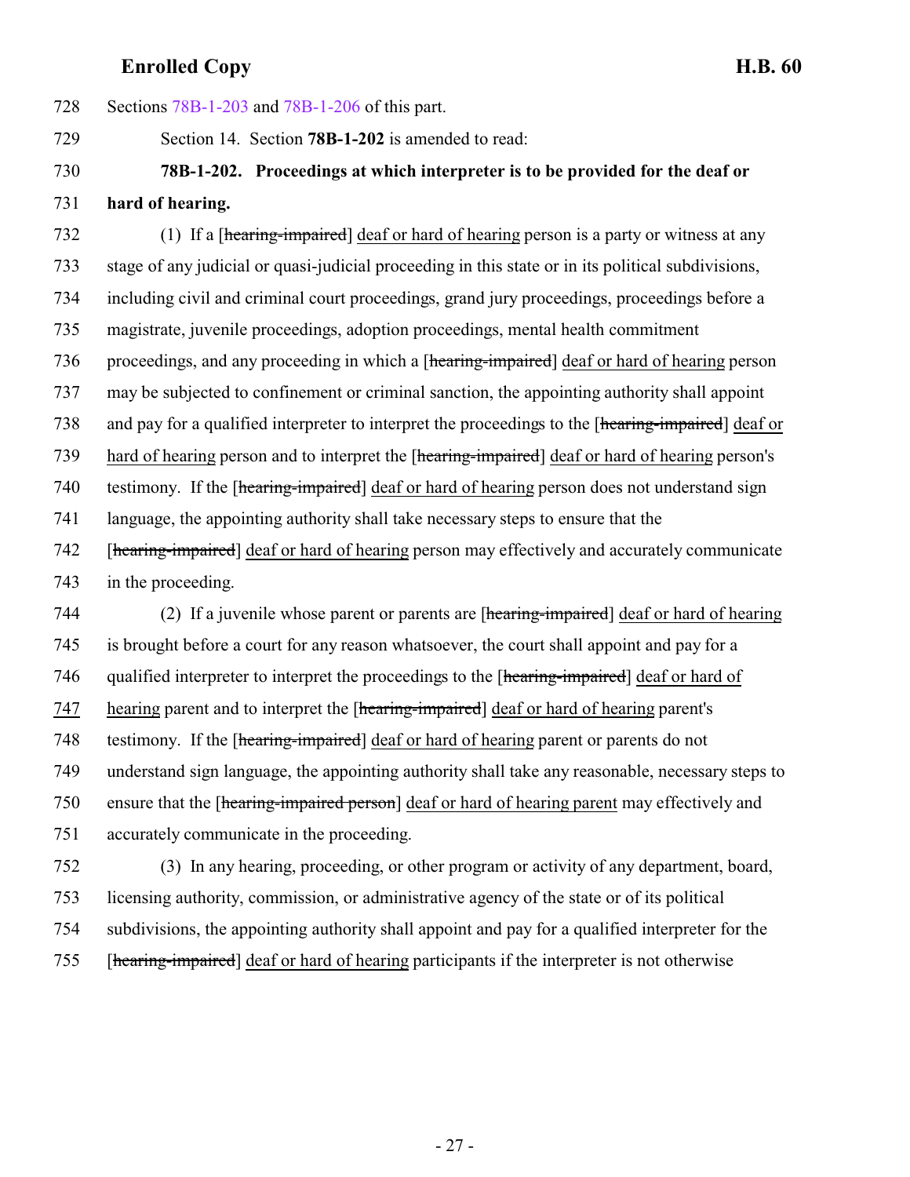728 Sections 78B-1-203 and 78B-1-206 of this part.

729 Section 14. Section **78B-1-202** is amended to read:

730 **78B-1-202. Proceedings at which interpreter is to be provided for the deaf or**
731 **hard of hearing.**

732 (1) If a [~~hearing-impaired~~] deaf or hard of hearing person is a party or witness at any
733 stage of any judicial or quasi-judicial proceeding in this state or in its political subdivisions,
734 including civil and criminal court proceedings, grand jury proceedings, proceedings before a
735 magistrate, juvenile proceedings, adoption proceedings, mental health commitment
736 proceedings, and any proceeding in which a [~~hearing-impaired~~] deaf or hard of hearing person
737 may be subjected to confinement or criminal sanction, the appointing authority shall appoint
738 and pay for a qualified interpreter to interpret the proceedings to the [~~hearing-impaired~~] deaf or
739 hard of hearing person and to interpret the [~~hearing-impaired~~] deaf or hard of hearing person's
740 testimony. If the [~~hearing-impaired~~] deaf or hard of hearing person does not understand sign
741 language, the appointing authority shall take necessary steps to ensure that the
742 [~~hearing-impaired~~] deaf or hard of hearing person may effectively and accurately communicate
743 in the proceeding.

744 (2) If a juvenile whose parent or parents are [~~hearing-impaired~~] deaf or hard of hearing
745 is brought before a court for any reason whatsoever, the court shall appoint and pay for a
746 qualified interpreter to interpret the proceedings to the [~~hearing-impaired~~] deaf or hard of
747 hearing parent and to interpret the [~~hearing-impaired~~] deaf or hard of hearing parent's
748 testimony. If the [~~hearing-impaired~~] deaf or hard of hearing parent or parents do not
749 understand sign language, the appointing authority shall take any reasonable, necessary steps to
750 ensure that the [~~hearing-impaired person~~] deaf or hard of hearing parent may effectively and
751 accurately communicate in the proceeding.

752 (3) In any hearing, proceeding, or other program or activity of any department, board,
753 licensing authority, commission, or administrative agency of the state or of its political
754 subdivisions, the appointing authority shall appoint and pay for a qualified interpreter for the
755 [~~hearing-impaired~~] deaf or hard of hearing participants if the interpreter is not otherwise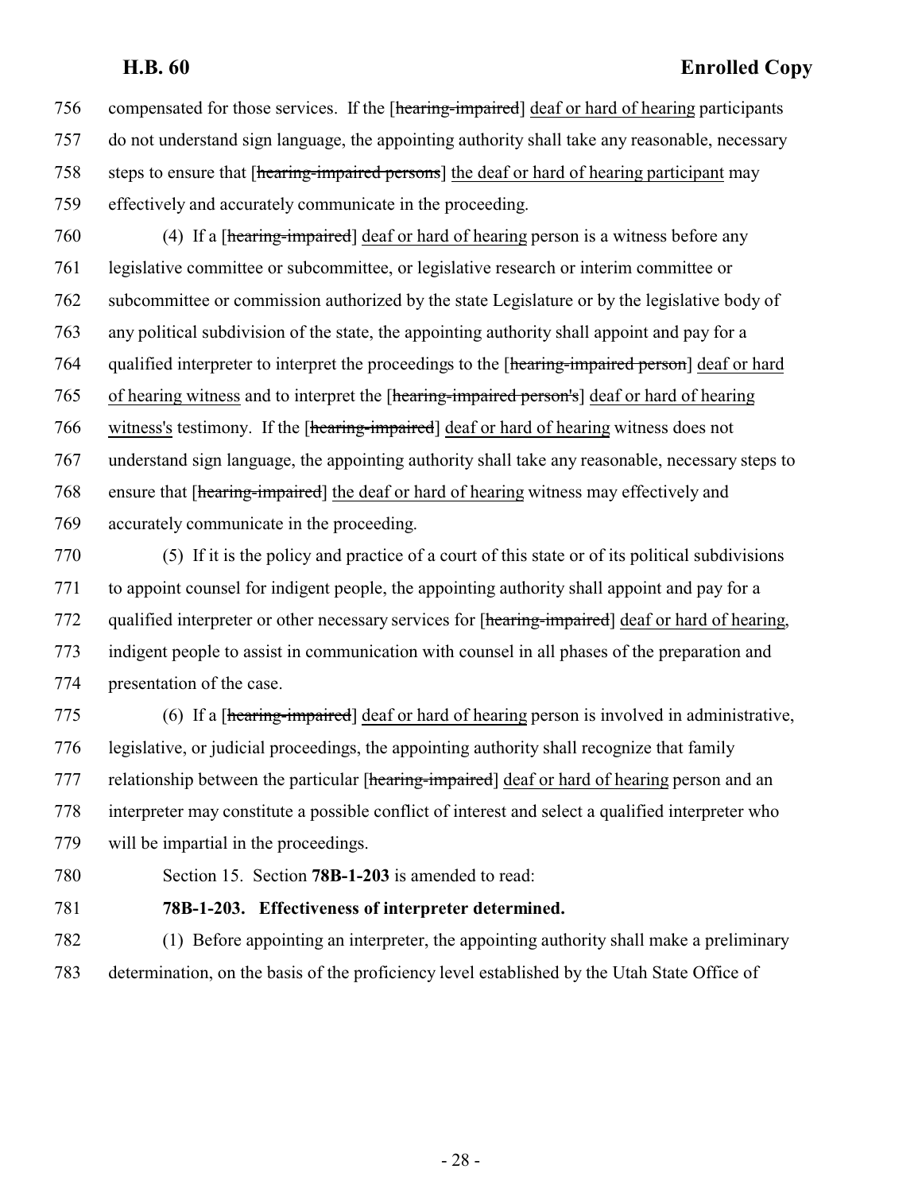compensated for those services. If the [hearing-impaired] deaf or hard of hearing participants do not understand sign language, the appointing authority shall take any reasonable, necessary steps to ensure that [hearing-impaired persons] the deaf or hard of hearing participant may effectively and accurately communicate in the proceeding.

(4) If a [hearing-impaired] deaf or hard of hearing person is a witness before any legislative committee or subcommittee, or legislative research or interim committee or subcommittee or commission authorized by the state Legislature or by the legislative body of any political subdivision of the state, the appointing authority shall appoint and pay for a qualified interpreter to interpret the proceedings to the [hearing-impaired person] deaf or hard of hearing witness and to interpret the [hearing-impaired person's] deaf or hard of hearing witness's testimony. If the [hearing-impaired] deaf or hard of hearing witness does not understand sign language, the appointing authority shall take any reasonable, necessary steps to ensure that [hearing-impaired] the deaf or hard of hearing witness may effectively and accurately communicate in the proceeding.

(5) If it is the policy and practice of a court of this state or of its political subdivisions to appoint counsel for indigent people, the appointing authority shall appoint and pay for a qualified interpreter or other necessary services for [hearing-impaired] deaf or hard of hearing, indigent people to assist in communication with counsel in all phases of the preparation and presentation of the case.

(6) If a [hearing-impaired] deaf or hard of hearing person is involved in administrative, legislative, or judicial proceedings, the appointing authority shall recognize that family relationship between the particular [hearing-impaired] deaf or hard of hearing person and an interpreter may constitute a possible conflict of interest and select a qualified interpreter who will be impartial in the proceedings.

Section 15. Section **78B-1-203** is amended to read:

**78B-1-203. Effectiveness of interpreter determined.**

(1) Before appointing an interpreter, the appointing authority shall make a preliminary determination, on the basis of the proficiency level established by the Utah State Office of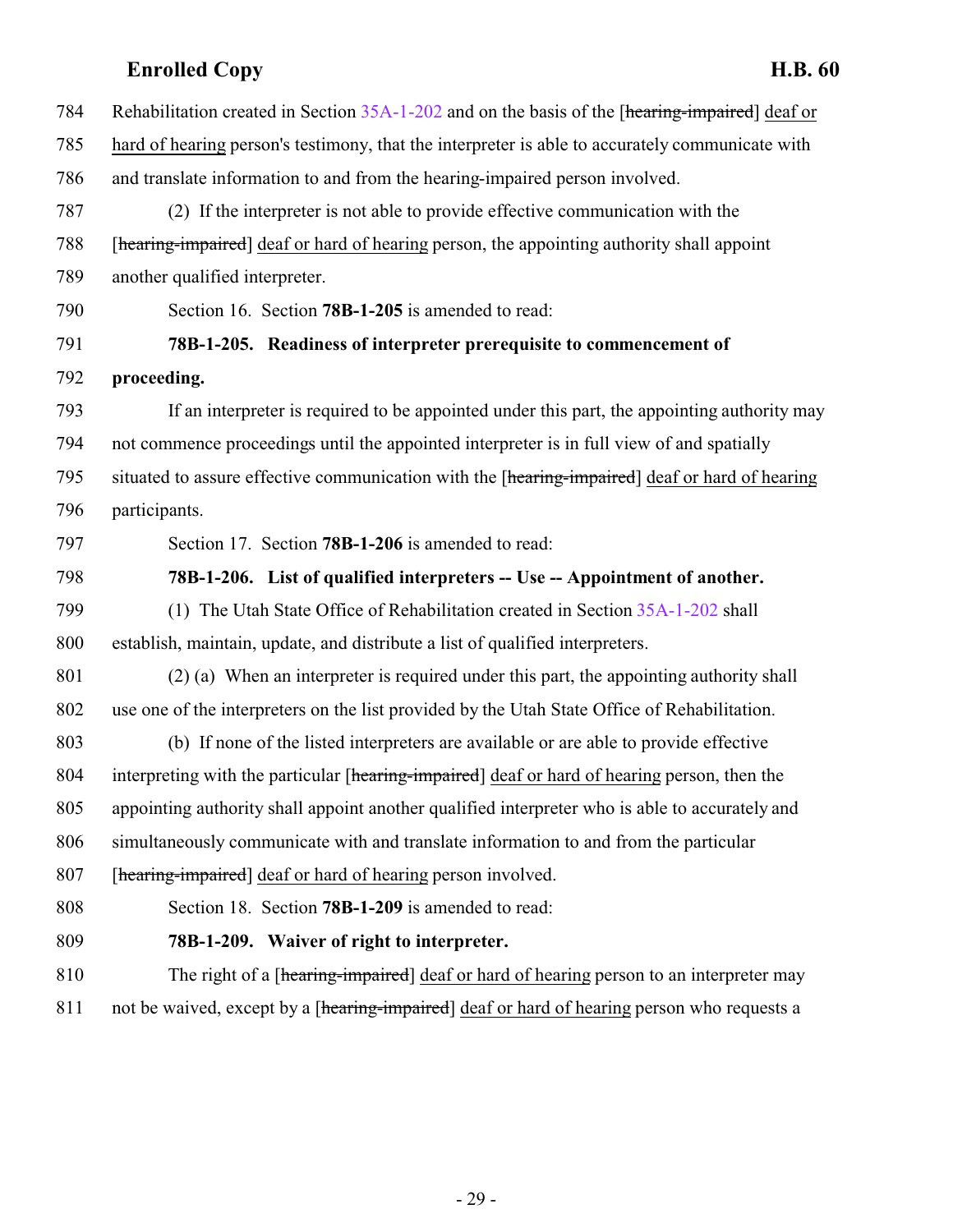784 Rehabilitation created in Section 35A-1-202 and on the basis of the [~~hearing-impaired~~] <u>deaf or</u>
785 <u>hard of hearing</u> person's testimony, that the interpreter is able to accurately communicate with
786 and translate information to and from the hearing-impaired person involved.

787 (2) If the interpreter is not able to provide effective communication with the
788 [~~hearing-impaired~~] <u>deaf or hard of hearing</u> person, the appointing authority shall appoint
789 another qualified interpreter.

790 Section 16. Section **78B-1-205** is amended to read:

791 **78B-1-205. Readiness of interpreter prerequisite to commencement of**
792 **proceeding.**

793 If an interpreter is required to be appointed under this part, the appointing authority may
794 not commence proceedings until the appointed interpreter is in full view of and spatially
795 situated to assure effective communication with the [~~hearing-impaired~~] <u>deaf or hard of hearing</u>
796 participants.

797 Section 17. Section **78B-1-206** is amended to read:

798 **78B-1-206. List of qualified interpreters -- Use -- Appointment of another.**

799 (1) The Utah State Office of Rehabilitation created in Section 35A-1-202 shall
800 establish, maintain, update, and distribute a list of qualified interpreters.

801 (2) (a) When an interpreter is required under this part, the appointing authority shall
802 use one of the interpreters on the list provided by the Utah State Office of Rehabilitation.

803 (b) If none of the listed interpreters are available or are able to provide effective
804 interpreting with the particular [~~hearing-impaired~~] <u>deaf or hard of hearing</u> person, then the
805 appointing authority shall appoint another qualified interpreter who is able to accurately and
806 simultaneously communicate with and translate information to and from the particular
807 [~~hearing-impaired~~] <u>deaf or hard of hearing</u> person involved.

808 Section 18. Section **78B-1-209** is amended to read:

809 **78B-1-209. Waiver of right to interpreter.**

810 The right of a [~~hearing-impaired~~] <u>deaf or hard of hearing</u> person to an interpreter may
811 not be waived, except by a [~~hearing-impaired~~] <u>deaf or hard of hearing</u> person who requests a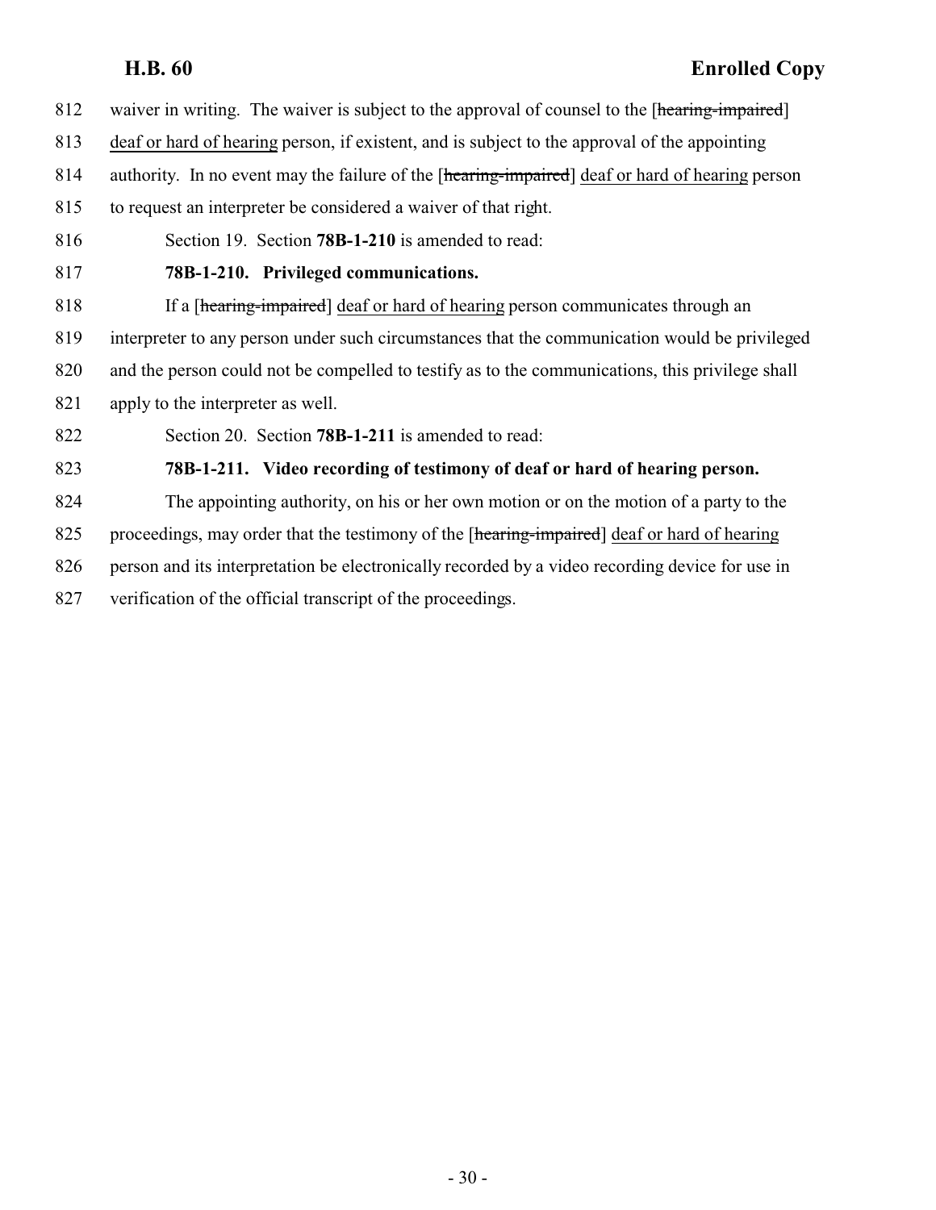812 waiver in writing. The waiver is subject to the approval of counsel to the [~~hearing-impaired~~]
813 deaf or hard of hearing person, if existent, and is subject to the approval of the appointing
814 authority. In no event may the failure of the [~~hearing-impaired~~] deaf or hard of hearing person
815 to request an interpreter be considered a waiver of that right.

816 Section 19. Section **78B-1-210** is amended to read:

817 **78B-1-210. Privileged communications.**

818 If a [~~hearing-impaired~~] deaf or hard of hearing person communicates through an
819 interpreter to any person under such circumstances that the communication would be privileged
820 and the person could not be compelled to testify as to the communications, this privilege shall
821 apply to the interpreter as well.

822 Section 20. Section **78B-1-211** is amended to read:

823 **78B-1-211. Video recording of testimony of deaf or hard of hearing person.**

824 The appointing authority, on his or her own motion or on the motion of a party to the
825 proceedings, may order that the testimony of the [~~hearing-impaired~~] deaf or hard of hearing
826 person and its interpretation be electronically recorded by a video recording device for use in
827 verification of the official transcript of the proceedings.